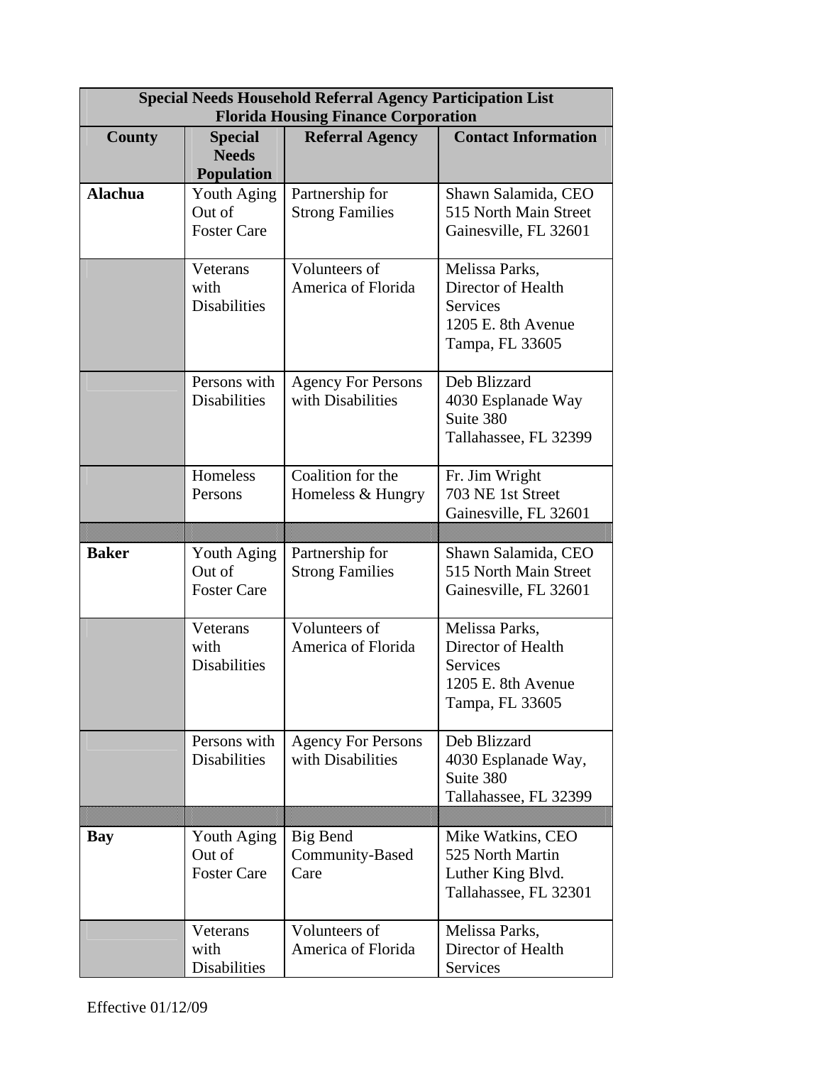| Special Needs Household Referral Agency Participation List Florida Housing Finance Corporation | | | |
|---|---|---|---|
| **County** | **Special Needs Population** | **Referral Agency** | **Contact Information** |
| **Alachua** | Youth Aging Out of Foster Care | Partnership for Strong Families | Shawn Salamida, CEO 515 North Main Street Gainesville, FL 32601 |
| | Veterans with Disabilities | Volunteers of America of Florida | Melissa Parks, Director of Health Services 1205 E. 8th Avenue Tampa, FL 33605 |
| | Persons with Disabilities | Agency For Persons with Disabilities | Deb Blizzard 4030 Esplanade Way Suite 380 Tallahassee, FL 32399 |
| | Homeless Persons | Coalition for the Homeless & Hungry | Fr. Jim Wright 703 NE 1st Street Gainesville, FL 32601 |
| | | | |
| **Baker** | Youth Aging Out of Foster Care | Partnership for Strong Families | Shawn Salamida, CEO 515 North Main Street Gainesville, FL 32601 |
| | Veterans with Disabilities | Volunteers of America of Florida | Melissa Parks, Director of Health Services 1205 E. 8th Avenue Tampa, FL 33605 |
| | Persons with Disabilities | Agency For Persons with Disabilities | Deb Blizzard 4030 Esplanade Way, Suite 380 Tallahassee, FL 32399 |
| | | | |
| **Bay** | Youth Aging Out of Foster Care | Big Bend Community-Based Care | Mike Watkins, CEO 525 North Martin Luther King Blvd. Tallahassee, FL 32301 |
| | Veterans with Disabilities | Volunteers of America of Florida | Melissa Parks, Director of Health Services |

Effective 01/12/09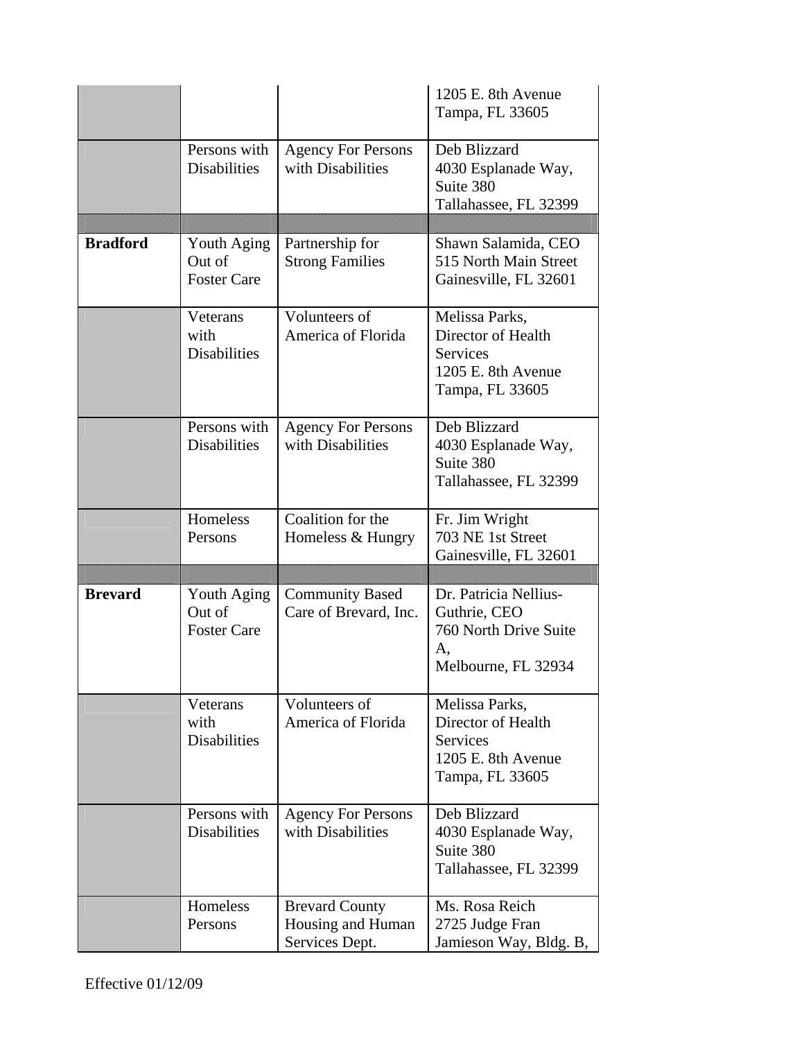| | | | |
|---|---|---|---|
| | | | 1205 E. 8th Avenue Tampa, FL 33605 |
| | Persons with Disabilities | Agency For Persons with Disabilities | Deb Blizzard 4030 Esplanade Way, Suite 380 Tallahassee, FL 32399 |
| | | | |
| **Bradford** | Youth Aging Out of Foster Care | Partnership for Strong Families | Shawn Salamida, CEO 515 North Main Street Gainesville, FL 32601 |
| | Veterans with Disabilities | Volunteers of America of Florida | Melissa Parks, Director of Health Services 1205 E. 8th Avenue Tampa, FL 33605 |
| | Persons with Disabilities | Agency For Persons with Disabilities | Deb Blizzard 4030 Esplanade Way, Suite 380 Tallahassee, FL 32399 |
| | Homeless Persons | Coalition for the Homeless & Hungry | Fr. Jim Wright 703 NE 1st Street Gainesville, FL 32601 |
| | | | |
| **Brevard** | Youth Aging Out of Foster Care | Community Based Care of Brevard, Inc. | Dr. Patricia Nellius-Guthrie, CEO 760 North Drive Suite A, Melbourne, FL 32934 |
| | Veterans with Disabilities | Volunteers of America of Florida | Melissa Parks, Director of Health Services 1205 E. 8th Avenue Tampa, FL 33605 |
| | Persons with Disabilities | Agency For Persons with Disabilities | Deb Blizzard 4030 Esplanade Way, Suite 380 Tallahassee, FL 32399 |
| | Homeless Persons | Brevard County Housing and Human Services Dept. | Ms. Rosa Reich 2725 Judge Fran Jamieson Way, Bldg. B, |

Effective 01/12/09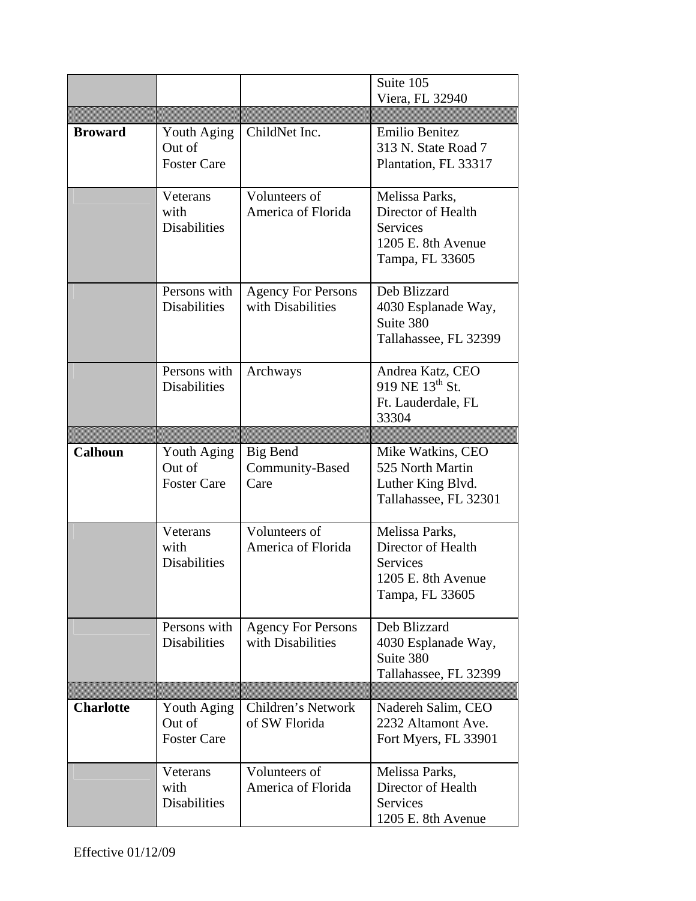| | | | |
|---|---|---|---|
| | | | Suite 105<br>Viera, FL 32940 |
| | | | |
| **Broward** | Youth Aging Out of Foster Care | ChildNet Inc. | Emilio Benitez<br>313 N. State Road 7<br>Plantation, FL 33317 |
| | Veterans with Disabilities | Volunteers of America of Florida | Melissa Parks, Director of Health Services<br>1205 E. 8th Avenue<br>Tampa, FL 33605 |
| | Persons with Disabilities | Agency For Persons with Disabilities | Deb Blizzard<br>4030 Esplanade Way, Suite 380<br>Tallahassee, FL 32399 |
| | Persons with Disabilities | Archways | Andrea Katz, CEO<br>919 NE 13th St.<br>Ft. Lauderdale, FL 33304 |
| | | | |
| **Calhoun** | Youth Aging Out of Foster Care | Big Bend Community-Based Care | Mike Watkins, CEO<br>525 North Martin Luther King Blvd.<br>Tallahassee, FL 32301 |
| | Veterans with Disabilities | Volunteers of America of Florida | Melissa Parks, Director of Health Services<br>1205 E. 8th Avenue<br>Tampa, FL 33605 |
| | Persons with Disabilities | Agency For Persons with Disabilities | Deb Blizzard<br>4030 Esplanade Way, Suite 380<br>Tallahassee, FL 32399 |
| | | | |
| **Charlotte** | Youth Aging Out of Foster Care | Children's Network of SW Florida | Nadereh Salim, CEO<br>2232 Altamont Ave.<br>Fort Myers, FL 33901 |
| | Veterans with Disabilities | Volunteers of America of Florida | Melissa Parks, Director of Health Services<br>1205 E. 8th Avenue |

Effective 01/12/09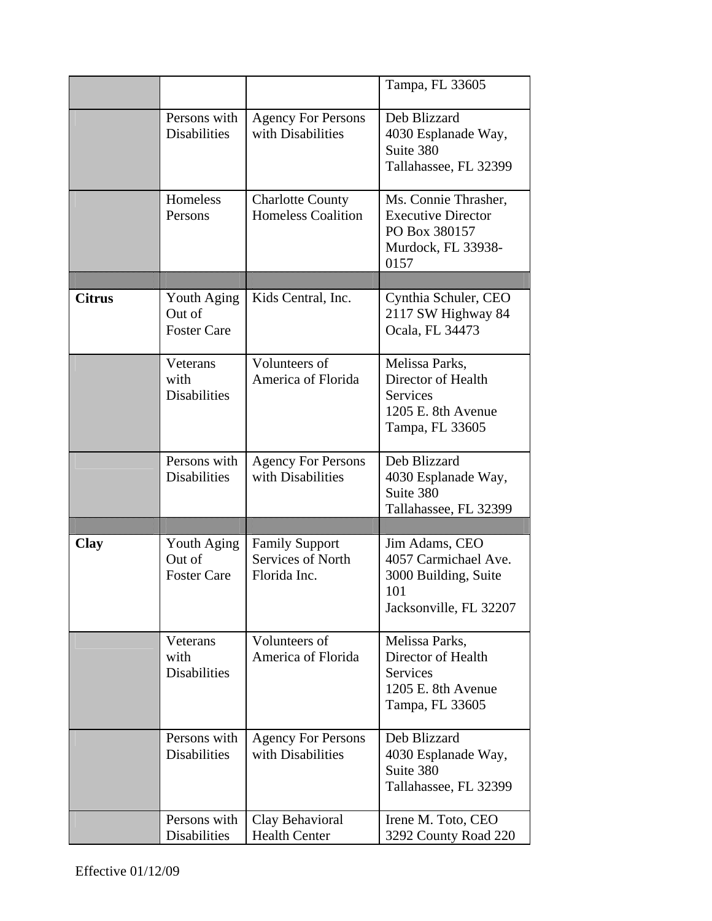| | | | |
|---|---|---|---|
| | | | Tampa, FL 33605 |
| | Persons with Disabilities | Agency For Persons with Disabilities | Deb Blizzard<br>4030 Esplanade Way, Suite 380<br>Tallahassee, FL 32399 |
| | Homeless Persons | Charlotte County Homeless Coalition | Ms. Connie Thrasher, Executive Director<br>PO Box 380157<br>Murdock, FL 33938-0157 |
| | | | |
| **Citrus** | Youth Aging Out of Foster Care | Kids Central, Inc. | Cynthia Schuler, CEO<br>2117 SW Highway 84<br>Ocala, FL 34473 |
| | Veterans with Disabilities | Volunteers of America of Florida | Melissa Parks, Director of Health Services<br>1205 E. 8th Avenue<br>Tampa, FL 33605 |
| | Persons with Disabilities | Agency For Persons with Disabilities | Deb Blizzard<br>4030 Esplanade Way, Suite 380<br>Tallahassee, FL 32399 |
| | | | |
| **Clay** | Youth Aging Out of Foster Care | Family Support Services of North Florida Inc. | Jim Adams, CEO<br>4057 Carmichael Ave. 3000 Building, Suite 101<br>Jacksonville, FL 32207 |
| | Veterans with Disabilities | Volunteers of America of Florida | Melissa Parks, Director of Health Services<br>1205 E. 8th Avenue<br>Tampa, FL 33605 |
| | Persons with Disabilities | Agency For Persons with Disabilities | Deb Blizzard<br>4030 Esplanade Way, Suite 380<br>Tallahassee, FL 32399 |
| | Persons with Disabilities | Clay Behavioral Health Center | Irene M. Toto, CEO<br>3292 County Road 220 |

Effective 01/12/09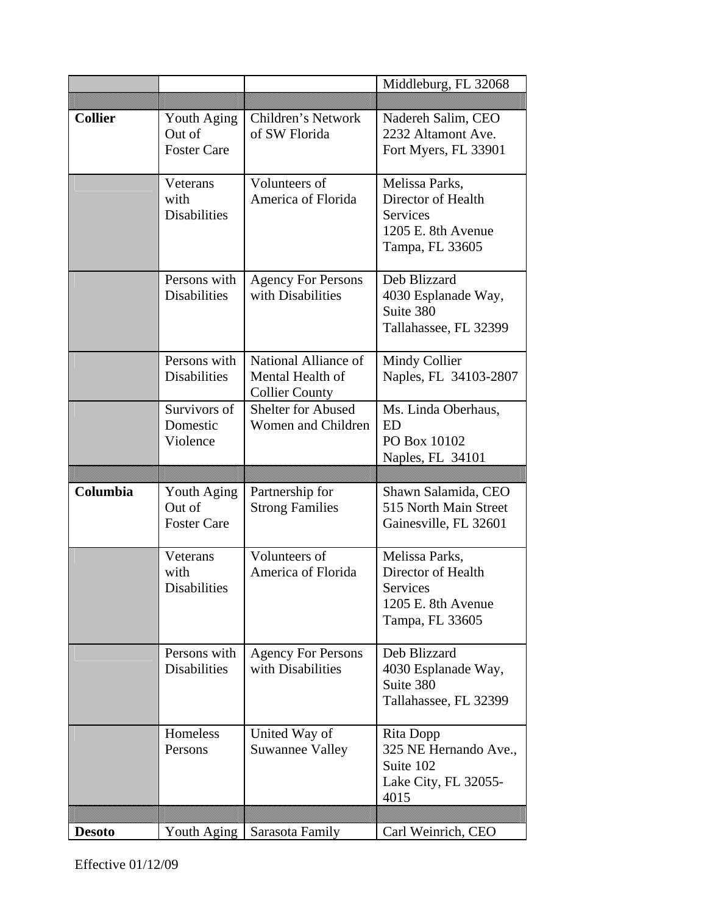| | | | |
|---|---|---|---|
| | | | Middleburg, FL 32068 |
| | | | |
| **Collier** | Youth Aging Out of Foster Care | Children's Network of SW Florida | Nadereh Salim, CEO<br>2232 Altamont Ave.<br>Fort Myers, FL 33901 |
| | Veterans with Disabilities | Volunteers of America of Florida | Melissa Parks, Director of Health Services<br>1205 E. 8th Avenue<br>Tampa, FL 33605 |
| | Persons with Disabilities | Agency For Persons with Disabilities | Deb Blizzard<br>4030 Esplanade Way, Suite 380<br>Tallahassee, FL 32399 |
| | Persons with Disabilities | National Alliance of Mental Health of Collier County | Mindy Collier<br>Naples, FL 34103-2807 |
| | Survivors of Domestic Violence | Shelter for Abused Women and Children | Ms. Linda Oberhaus, ED<br>PO Box 10102<br>Naples, FL 34101 |
| | | | |
| **Columbia** | Youth Aging Out of Foster Care | Partnership for Strong Families | Shawn Salamida, CEO<br>515 North Main Street<br>Gainesville, FL 32601 |
| | Veterans with Disabilities | Volunteers of America of Florida | Melissa Parks, Director of Health Services<br>1205 E. 8th Avenue<br>Tampa, FL 33605 |
| | Persons with Disabilities | Agency For Persons with Disabilities | Deb Blizzard<br>4030 Esplanade Way, Suite 380<br>Tallahassee, FL 32399 |
| | Homeless Persons | United Way of Suwannee Valley | Rita Dopp<br>325 NE Hernando Ave., Suite 102<br>Lake City, FL 32055-4015 |
| | | | |
| **Desoto** | Youth Aging | Sarasota Family | Carl Weinrich, CEO |

Effective 01/12/09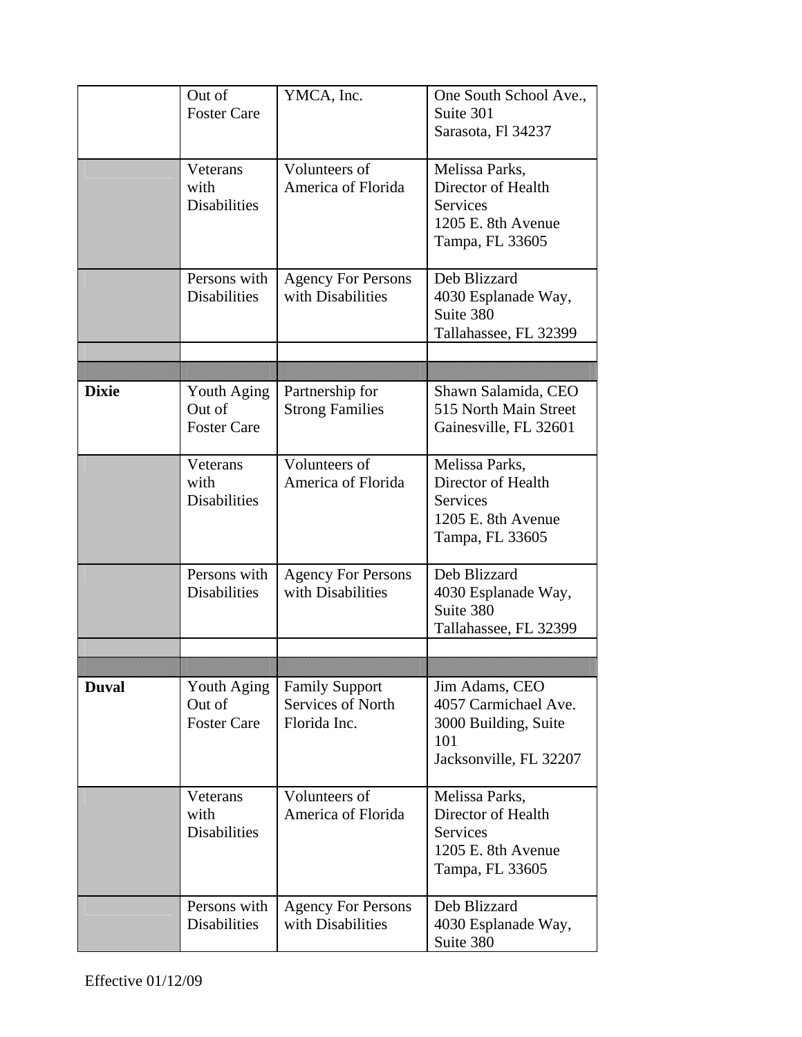| | | | |
|---|---|---|---|
| | Out of Foster Care | YMCA, Inc. | One South School Ave., Suite 301<br>Sarasota, Fl 34237 |
| | Veterans with Disabilities | Volunteers of America of Florida | Melissa Parks, Director of Health Services<br>1205 E. 8th Avenue<br>Tampa, FL 33605 |
| | Persons with Disabilities | Agency For Persons with Disabilities | Deb Blizzard<br>4030 Esplanade Way, Suite 380<br>Tallahassee, FL 32399 |
| | | | |
| | | | |
| **Dixie** | Youth Aging Out of Foster Care | Partnership for Strong Families | Shawn Salamida, CEO<br>515 North Main Street<br>Gainesville, FL 32601 |
| | Veterans with Disabilities | Volunteers of America of Florida | Melissa Parks, Director of Health Services<br>1205 E. 8th Avenue<br>Tampa, FL 33605 |
| | Persons with Disabilities | Agency For Persons with Disabilities | Deb Blizzard<br>4030 Esplanade Way, Suite 380<br>Tallahassee, FL 32399 |
| | | | |
| | | | |
| **Duval** | Youth Aging Out of Foster Care | Family Support Services of North Florida Inc. | Jim Adams, CEO<br>4057 Carmichael Ave.<br>3000 Building, Suite 101<br>Jacksonville, FL 32207 |
| | Veterans with Disabilities | Volunteers of America of Florida | Melissa Parks, Director of Health Services<br>1205 E. 8th Avenue<br>Tampa, FL 33605 |
| | Persons with Disabilities | Agency For Persons with Disabilities | Deb Blizzard<br>4030 Esplanade Way, Suite 380 |

Effective 01/12/09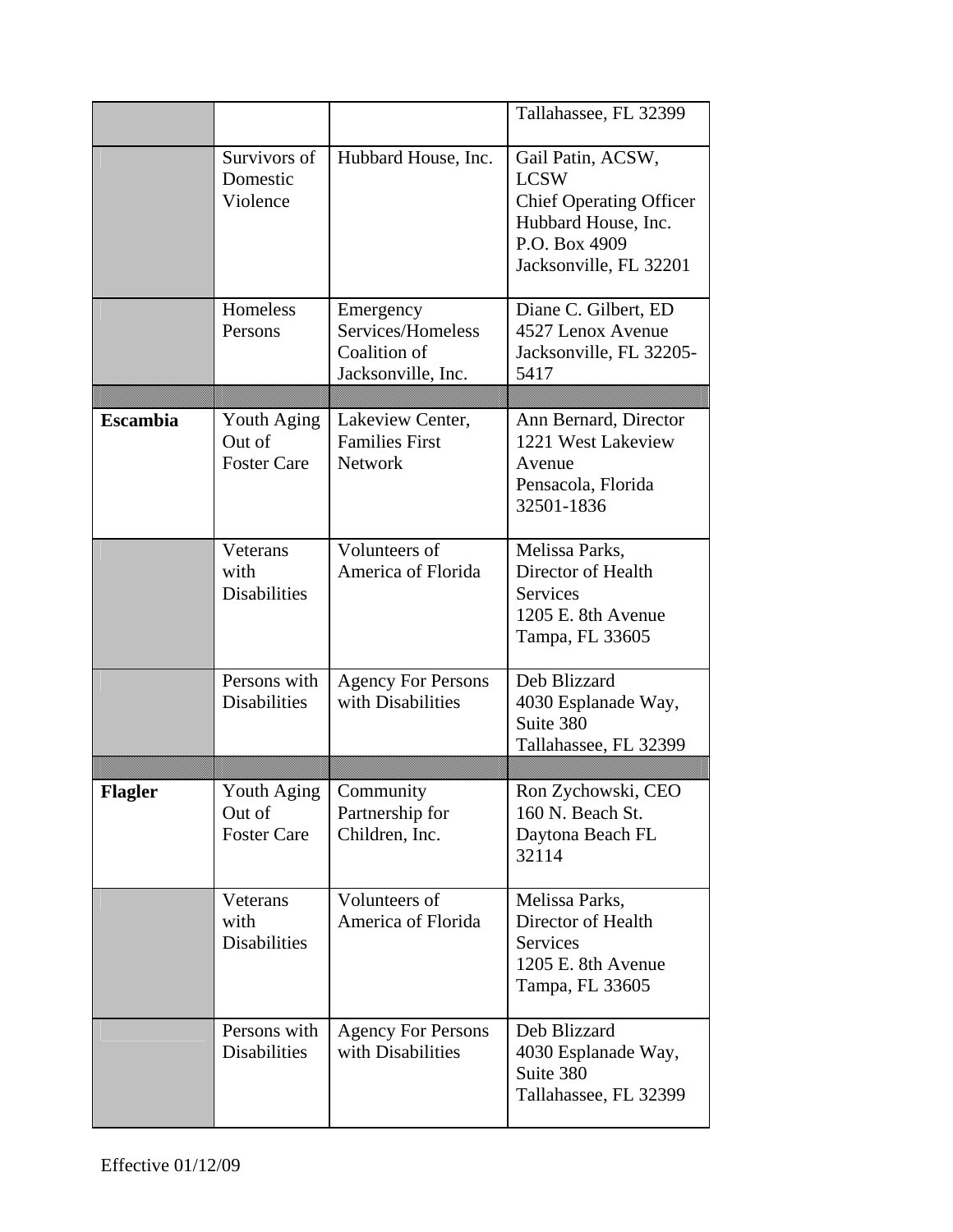| | | | |
|---|---|---|---|
| | | | Tallahassee, FL 32399 |
| | Survivors of Domestic Violence | Hubbard House, Inc. | Gail Patin, ACSW, LCSW<br>Chief Operating Officer<br>Hubbard House, Inc.<br>P.O. Box 4909<br>Jacksonville, FL 32201 |
| | Homeless Persons | Emergency Services/Homeless Coalition of Jacksonville, Inc. | Diane C. Gilbert, ED<br>4527 Lenox Avenue<br>Jacksonville, FL 32205-5417 |
| | | | |
| **Escambia** | Youth Aging Out of Foster Care | Lakeview Center, Families First Network | Ann Bernard, Director<br>1221 West Lakeview Avenue<br>Pensacola, Florida 32501-1836 |
| | Veterans with Disabilities | Volunteers of America of Florida | Melissa Parks, Director of Health Services<br>1205 E. 8th Avenue<br>Tampa, FL 33605 |
| | Persons with Disabilities | Agency For Persons with Disabilities | Deb Blizzard<br>4030 Esplanade Way, Suite 380<br>Tallahassee, FL 32399 |
| | | | |
| **Flagler** | Youth Aging Out of Foster Care | Community Partnership for Children, Inc. | Ron Zychowski, CEO<br>160 N. Beach St.<br>Daytona Beach FL 32114 |
| | Veterans with Disabilities | Volunteers of America of Florida | Melissa Parks, Director of Health Services<br>1205 E. 8th Avenue<br>Tampa, FL 33605 |
| | Persons with Disabilities | Agency For Persons with Disabilities | Deb Blizzard<br>4030 Esplanade Way, Suite 380<br>Tallahassee, FL 32399 |

Effective 01/12/09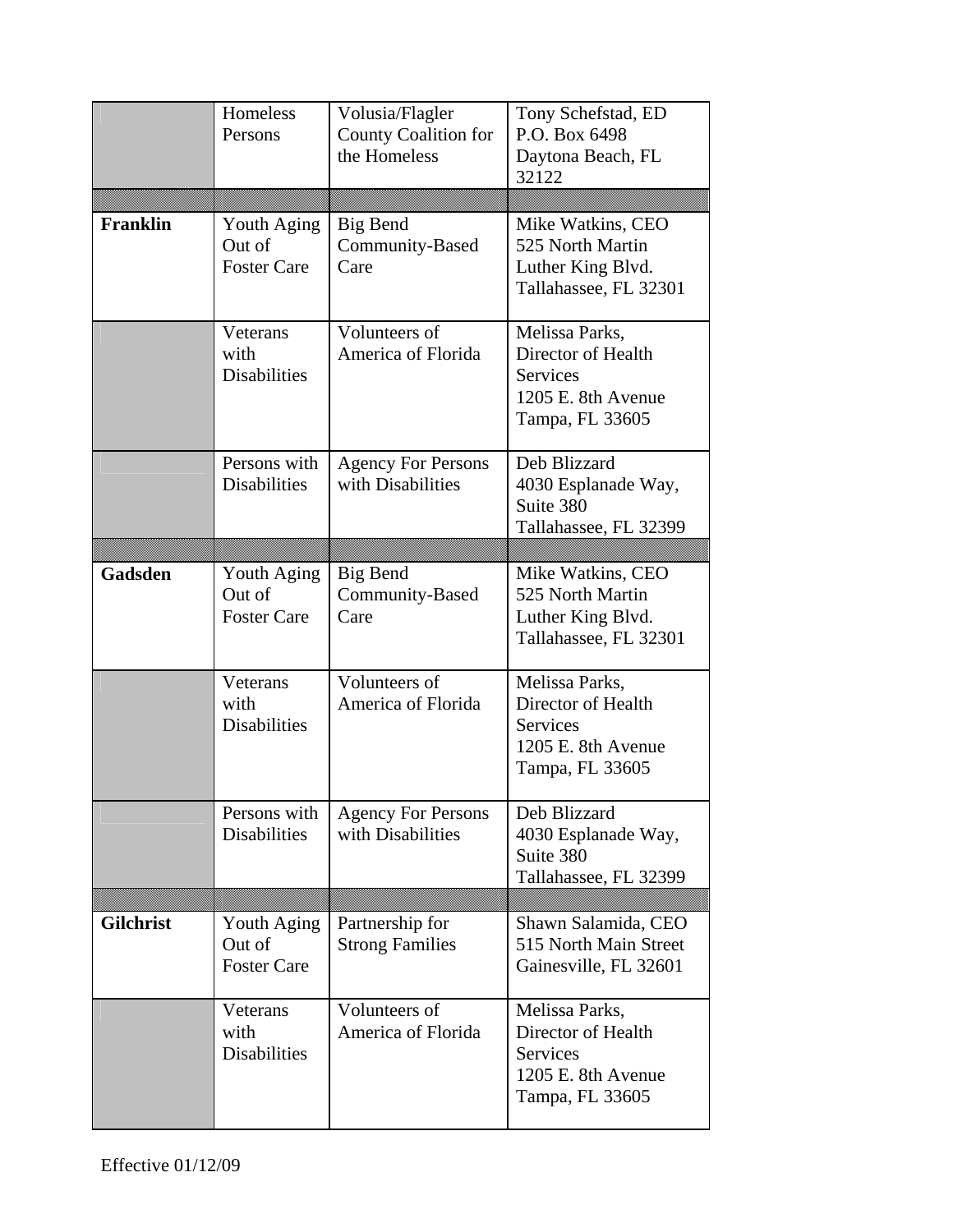| | | | |
|---|---|---|---|
| | Homeless Persons | Volusia/Flagler County Coalition for the Homeless | Tony Schefstad, ED<br>P.O. Box 6498<br>Daytona Beach, FL 32122 |
| | | | |
| **Franklin** | Youth Aging Out of Foster Care | Big Bend Community-Based Care | Mike Watkins, CEO<br>525 North Martin Luther King Blvd.<br>Tallahassee, FL 32301 |
| | Veterans with Disabilities | Volunteers of America of Florida | Melissa Parks, Director of Health Services<br>1205 E. 8th Avenue<br>Tampa, FL 33605 |
| | Persons with Disabilities | Agency For Persons with Disabilities | Deb Blizzard<br>4030 Esplanade Way, Suite 380<br>Tallahassee, FL 32399 |
| | | | |
| **Gadsden** | Youth Aging Out of Foster Care | Big Bend Community-Based Care | Mike Watkins, CEO<br>525 North Martin Luther King Blvd.<br>Tallahassee, FL 32301 |
| | Veterans with Disabilities | Volunteers of America of Florida | Melissa Parks, Director of Health Services<br>1205 E. 8th Avenue<br>Tampa, FL 33605 |
| | Persons with Disabilities | Agency For Persons with Disabilities | Deb Blizzard<br>4030 Esplanade Way, Suite 380<br>Tallahassee, FL 32399 |
| | | | |
| **Gilchrist** | Youth Aging Out of Foster Care | Partnership for Strong Families | Shawn Salamida, CEO<br>515 North Main Street<br>Gainesville, FL 32601 |
| | Veterans with Disabilities | Volunteers of America of Florida | Melissa Parks, Director of Health Services<br>1205 E. 8th Avenue<br>Tampa, FL 33605 |

Effective 01/12/09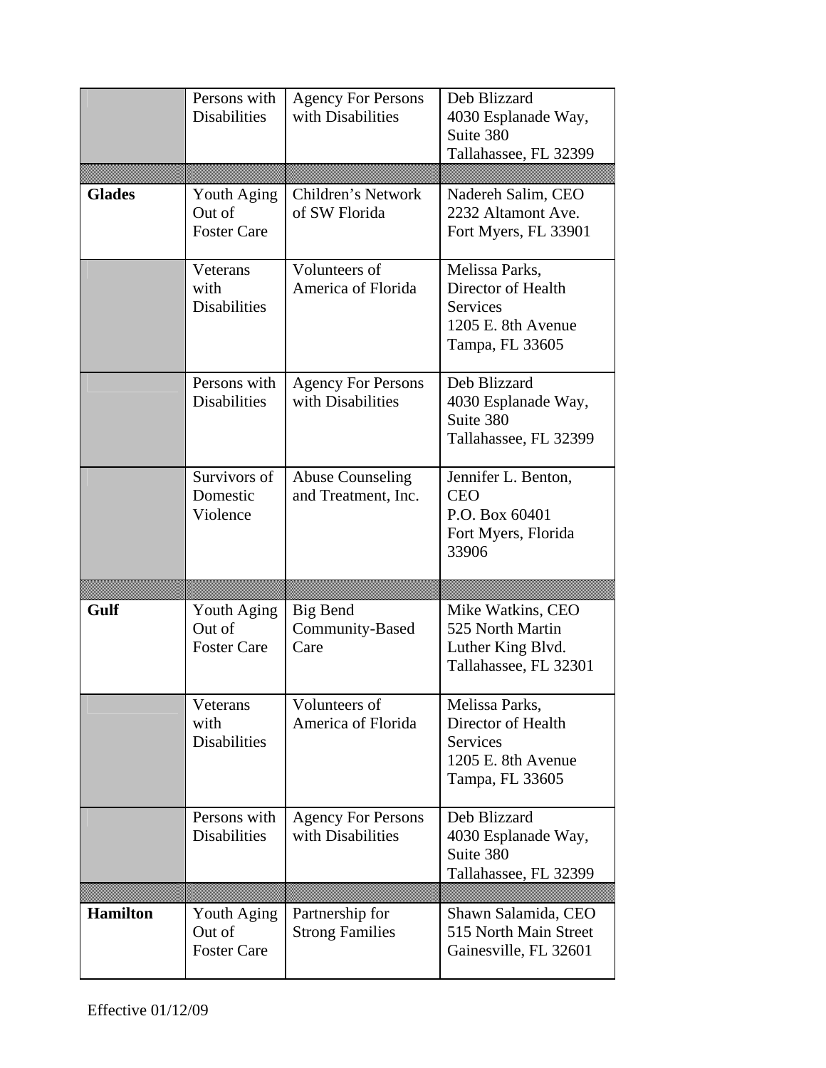| | | | |
|---|---|---|---|
| | Persons with Disabilities | Agency For Persons with Disabilities | Deb Blizzard<br>4030 Esplanade Way, Suite 380<br>Tallahassee, FL 32399 |
| | | | |
| **Glades** | Youth Aging Out of Foster Care | Children's Network of SW Florida | Nadereh Salim, CEO<br>2232 Altamont Ave.<br>Fort Myers, FL 33901 |
| | Veterans with Disabilities | Volunteers of America of Florida | Melissa Parks, Director of Health Services<br>1205 E. 8th Avenue<br>Tampa, FL 33605 |
| | Persons with Disabilities | Agency For Persons with Disabilities | Deb Blizzard<br>4030 Esplanade Way, Suite 380<br>Tallahassee, FL 32399 |
| | Survivors of Domestic Violence | Abuse Counseling and Treatment, Inc. | Jennifer L. Benton, CEO<br>P.O. Box 60401<br>Fort Myers, Florida 33906 |
| | | | |
| **Gulf** | Youth Aging Out of Foster Care | Big Bend Community-Based Care | Mike Watkins, CEO<br>525 North Martin Luther King Blvd.<br>Tallahassee, FL 32301 |
| | Veterans with Disabilities | Volunteers of America of Florida | Melissa Parks, Director of Health Services<br>1205 E. 8th Avenue<br>Tampa, FL 33605 |
| | Persons with Disabilities | Agency For Persons with Disabilities | Deb Blizzard<br>4030 Esplanade Way, Suite 380<br>Tallahassee, FL 32399 |
| | | | |
| **Hamilton** | Youth Aging Out of Foster Care | Partnership for Strong Families | Shawn Salamida, CEO<br>515 North Main Street<br>Gainesville, FL 32601 |

Effective 01/12/09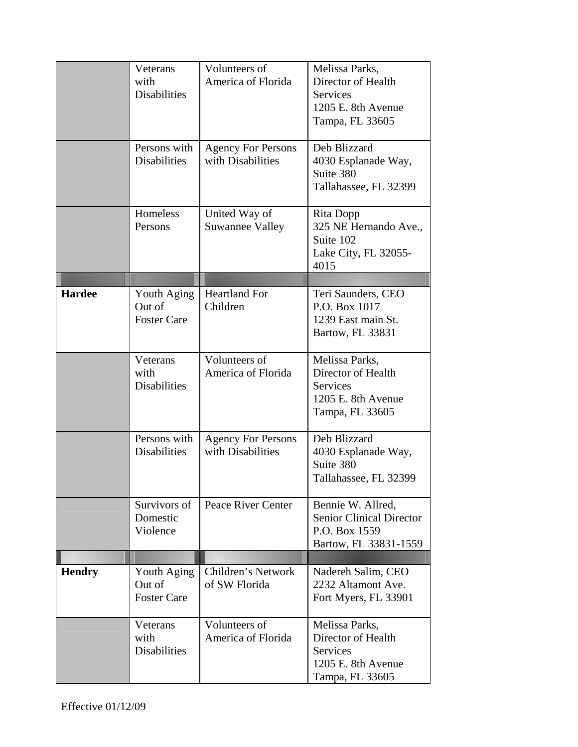| | | | |
|---|---|---|---|
| | Veterans with Disabilities | Volunteers of America of Florida | Melissa Parks, Director of Health Services 1205 E. 8th Avenue Tampa, FL 33605 |
| | Persons with Disabilities | Agency For Persons with Disabilities | Deb Blizzard 4030 Esplanade Way, Suite 380 Tallahassee, FL 32399 |
| | Homeless Persons | United Way of Suwannee Valley | Rita Dopp 325 NE Hernando Ave., Suite 102 Lake City, FL 32055-4015 |
| | | | |
| **Hardee** | Youth Aging Out of Foster Care | Heartland For Children | Teri Saunders, CEO P.O. Box 1017 1239 East main St. Bartow, FL 33831 |
| | Veterans with Disabilities | Volunteers of America of Florida | Melissa Parks, Director of Health Services 1205 E. 8th Avenue Tampa, FL 33605 |
| | Persons with Disabilities | Agency For Persons with Disabilities | Deb Blizzard 4030 Esplanade Way, Suite 380 Tallahassee, FL 32399 |
| | Survivors of Domestic Violence | Peace River Center | Bennie W. Allred, Senior Clinical Director P.O. Box 1559 Bartow, FL 33831-1559 |
| | | | |
| **Hendry** | Youth Aging Out of Foster Care | Children's Network of SW Florida | Nadereh Salim, CEO 2232 Altamont Ave. Fort Myers, FL 33901 |
| | Veterans with Disabilities | Volunteers of America of Florida | Melissa Parks, Director of Health Services 1205 E. 8th Avenue Tampa, FL 33605 |

Effective 01/12/09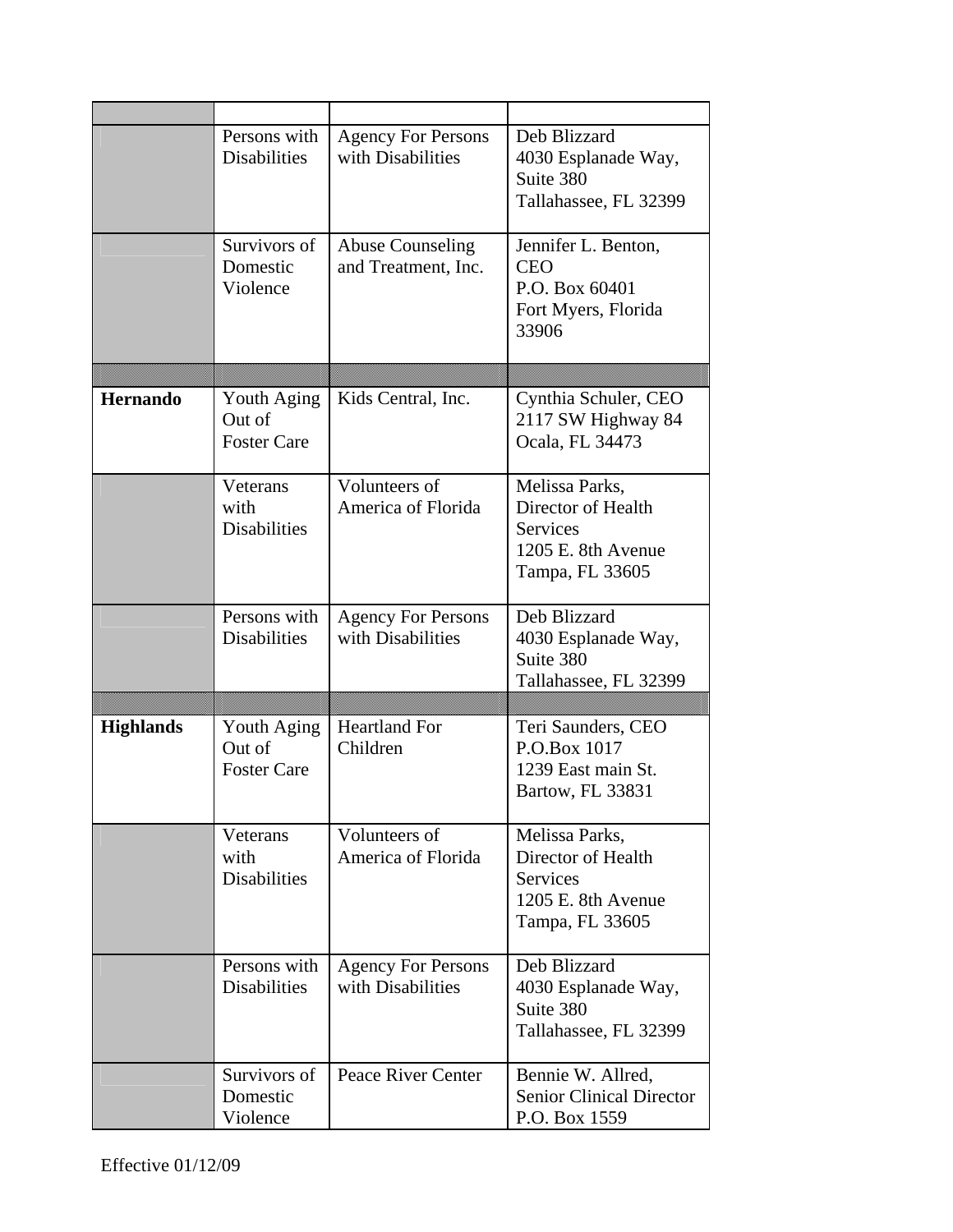| | | | |
|---|---|---|---|
| | Persons with Disabilities | Agency For Persons with Disabilities | Deb Blizzard<br>4030 Esplanade Way, Suite 380<br>Tallahassee, FL 32399 |
| | Survivors of Domestic Violence | Abuse Counseling and Treatment, Inc. | Jennifer L. Benton, CEO<br>P.O. Box 60401<br>Fort Myers, Florida 33906 |
| | | | |
| **Hernando** | Youth Aging Out of Foster Care | Kids Central, Inc. | Cynthia Schuler, CEO<br>2117 SW Highway 84<br>Ocala, FL 34473 |
| | Veterans with Disabilities | Volunteers of America of Florida | Melissa Parks, Director of Health Services<br>1205 E. 8th Avenue<br>Tampa, FL 33605 |
| | Persons with Disabilities | Agency For Persons with Disabilities | Deb Blizzard<br>4030 Esplanade Way, Suite 380<br>Tallahassee, FL 32399 |
| | | | |
| **Highlands** | Youth Aging Out of Foster Care | Heartland For Children | Teri Saunders, CEO<br>P.O.Box 1017<br>1239 East main St.<br>Bartow, FL 33831 |
| | Veterans with Disabilities | Volunteers of America of Florida | Melissa Parks, Director of Health Services<br>1205 E. 8th Avenue<br>Tampa, FL 33605 |
| | Persons with Disabilities | Agency For Persons with Disabilities | Deb Blizzard<br>4030 Esplanade Way, Suite 380<br>Tallahassee, FL 32399 |
| | Survivors of Domestic Violence | Peace River Center | Bennie W. Allred, Senior Clinical Director<br>P.O. Box 1559 |

Effective 01/12/09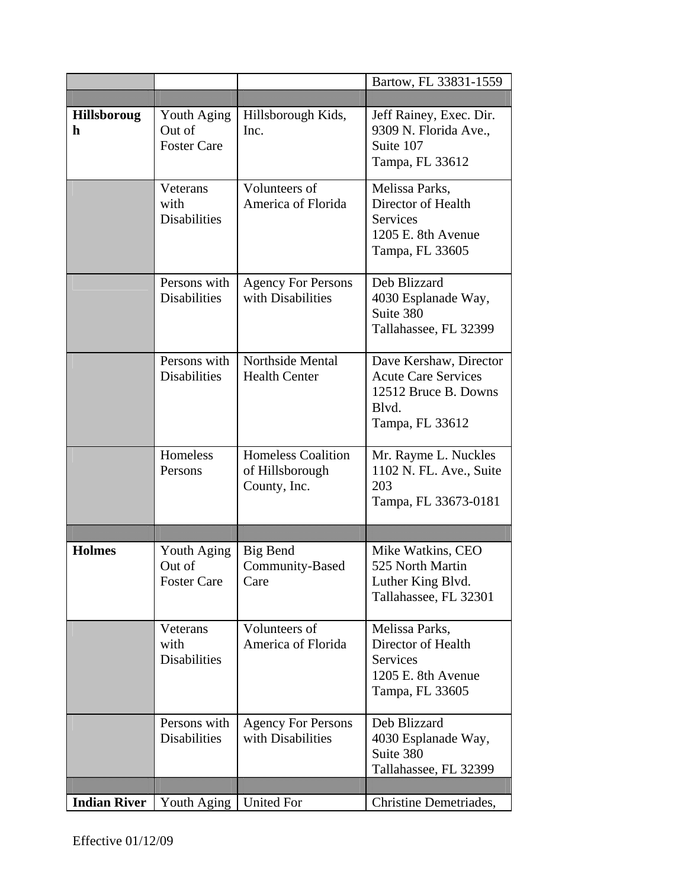| | | | |
|---|---|---|---|
| | | | Bartow, FL 33831-1559 |
| | | | |
| **Hillsborough** | Youth Aging Out of Foster Care | Hillsborough Kids, Inc. | Jeff Rainey, Exec. Dir.<br>9309 N. Florida Ave., Suite 107<br>Tampa, FL 33612 |
| | Veterans with Disabilities | Volunteers of America of Florida | Melissa Parks, Director of Health Services<br>1205 E. 8th Avenue<br>Tampa, FL 33605 |
| | Persons with Disabilities | Agency For Persons with Disabilities | Deb Blizzard<br>4030 Esplanade Way, Suite 380<br>Tallahassee, FL 32399 |
| | Persons with Disabilities | Northside Mental Health Center | Dave Kershaw, Director Acute Care Services<br>12512 Bruce B. Downs Blvd.<br>Tampa, FL 33612 |
| | Homeless Persons | Homeless Coalition of Hillsborough County, Inc. | Mr. Rayme L. Nuckles<br>1102 N. FL. Ave., Suite 203<br>Tampa, FL 33673-0181 |
| | | | |
| **Holmes** | Youth Aging Out of Foster Care | Big Bend Community-Based Care | Mike Watkins, CEO<br>525 North Martin Luther King Blvd.<br>Tallahassee, FL 32301 |
| | Veterans with Disabilities | Volunteers of America of Florida | Melissa Parks, Director of Health Services<br>1205 E. 8th Avenue<br>Tampa, FL 33605 |
| | Persons with Disabilities | Agency For Persons with Disabilities | Deb Blizzard<br>4030 Esplanade Way, Suite 380<br>Tallahassee, FL 32399 |
| | | | |
| **Indian River** | Youth Aging | United For | Christine Demetriades, |

Effective 01/12/09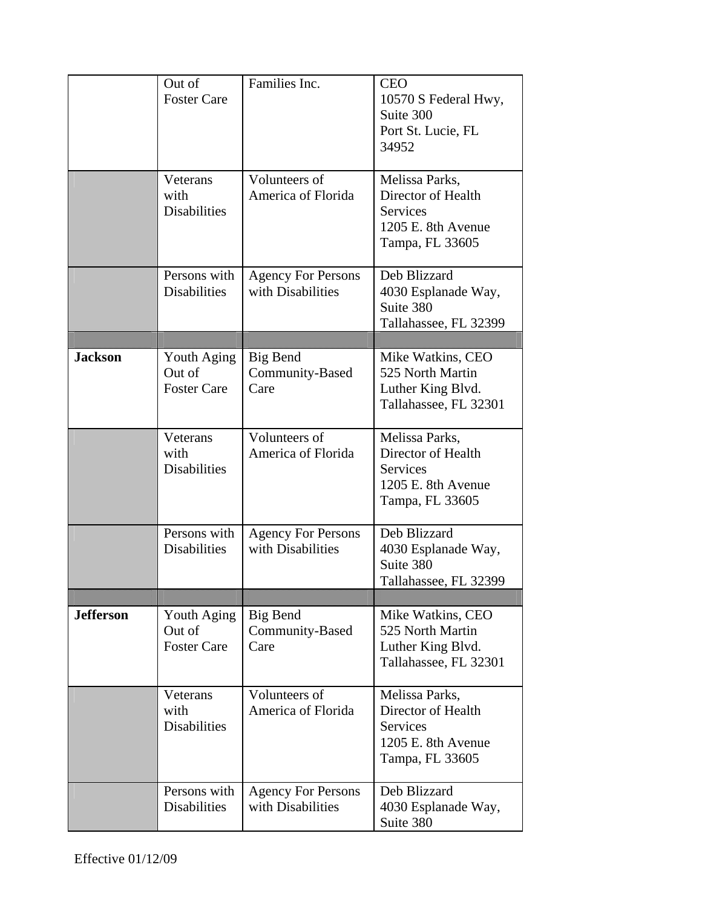| | | | |
|---|---|---|---|
| | Out of Foster Care | Families Inc. | CEO<br>10570 S Federal Hwy, Suite 300<br>Port St. Lucie, FL 34952 |
| | Veterans with Disabilities | Volunteers of America of Florida | Melissa Parks, Director of Health Services<br>1205 E. 8th Avenue<br>Tampa, FL 33605 |
| | Persons with Disabilities | Agency For Persons with Disabilities | Deb Blizzard<br>4030 Esplanade Way, Suite 380<br>Tallahassee, FL 32399 |
| | | | |
| **Jackson** | Youth Aging Out of Foster Care | Big Bend Community-Based Care | Mike Watkins, CEO<br>525 North Martin Luther King Blvd.<br>Tallahassee, FL 32301 |
| | Veterans with Disabilities | Volunteers of America of Florida | Melissa Parks, Director of Health Services<br>1205 E. 8th Avenue<br>Tampa, FL 33605 |
| | Persons with Disabilities | Agency For Persons with Disabilities | Deb Blizzard<br>4030 Esplanade Way, Suite 380<br>Tallahassee, FL 32399 |
| | | | |
| **Jefferson** | Youth Aging Out of Foster Care | Big Bend Community-Based Care | Mike Watkins, CEO<br>525 North Martin Luther King Blvd.<br>Tallahassee, FL 32301 |
| | Veterans with Disabilities | Volunteers of America of Florida | Melissa Parks, Director of Health Services<br>1205 E. 8th Avenue<br>Tampa, FL 33605 |
| | Persons with Disabilities | Agency For Persons with Disabilities | Deb Blizzard<br>4030 Esplanade Way, Suite 380 |

Effective 01/12/09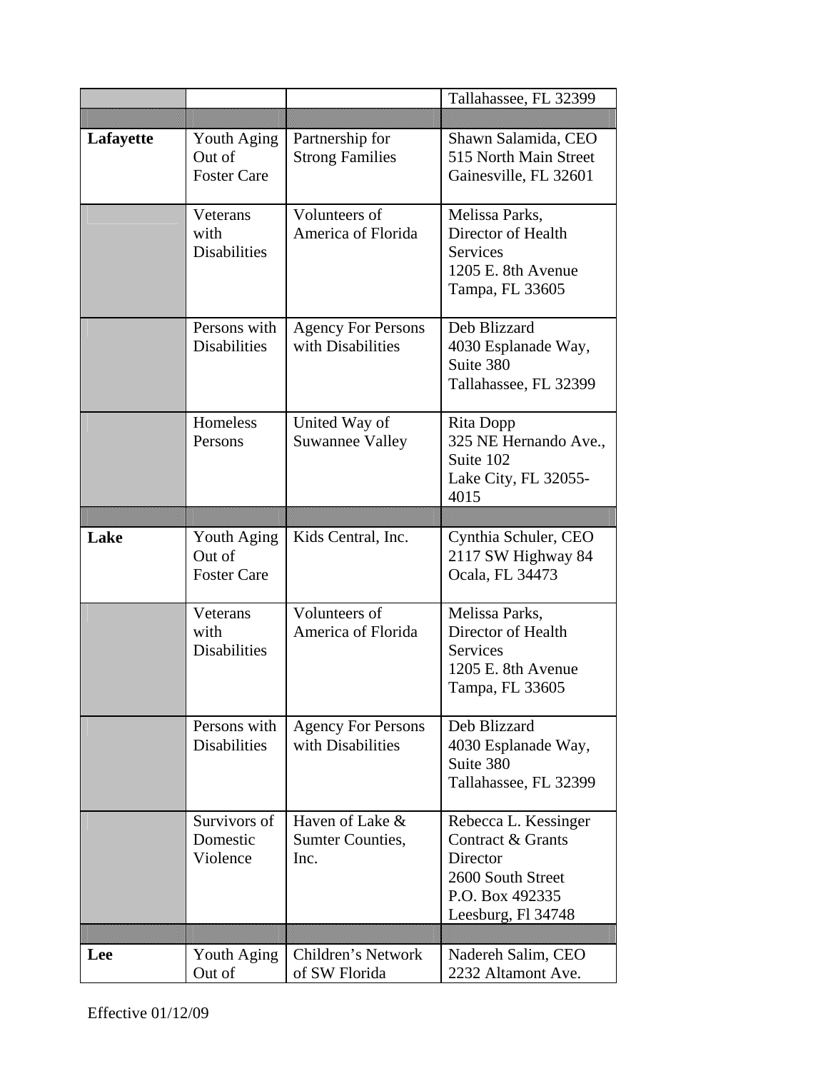| | | | |
|---|---|---|---|
| | | | Tallahassee, FL 32399 |
| | | | |
| **Lafayette** | Youth Aging Out of Foster Care | Partnership for Strong Families | Shawn Salamida, CEO<br>515 North Main Street<br>Gainesville, FL 32601 |
| | Veterans with Disabilities | Volunteers of America of Florida | Melissa Parks, Director of Health Services<br>1205 E. 8th Avenue<br>Tampa, FL 33605 |
| | Persons with Disabilities | Agency For Persons with Disabilities | Deb Blizzard<br>4030 Esplanade Way, Suite 380<br>Tallahassee, FL 32399 |
| | Homeless Persons | United Way of Suwannee Valley | Rita Dopp<br>325 NE Hernando Ave., Suite 102<br>Lake City, FL 32055-4015 |
| | | | |
| **Lake** | Youth Aging Out of Foster Care | Kids Central, Inc. | Cynthia Schuler, CEO<br>2117 SW Highway 84<br>Ocala, FL 34473 |
| | Veterans with Disabilities | Volunteers of America of Florida | Melissa Parks, Director of Health Services<br>1205 E. 8th Avenue<br>Tampa, FL 33605 |
| | Persons with Disabilities | Agency For Persons with Disabilities | Deb Blizzard<br>4030 Esplanade Way, Suite 380<br>Tallahassee, FL 32399 |
| | Survivors of Domestic Violence | Haven of Lake & Sumter Counties, Inc. | Rebecca L. Kessinger<br>Contract & Grants Director<br>2600 South Street<br>P.O. Box 492335<br>Leesburg, Fl 34748 |
| | | | |
| **Lee** | Youth Aging Out of | Children's Network of SW Florida | Nadereh Salim, CEO<br>2232 Altamont Ave. |

Effective 01/12/09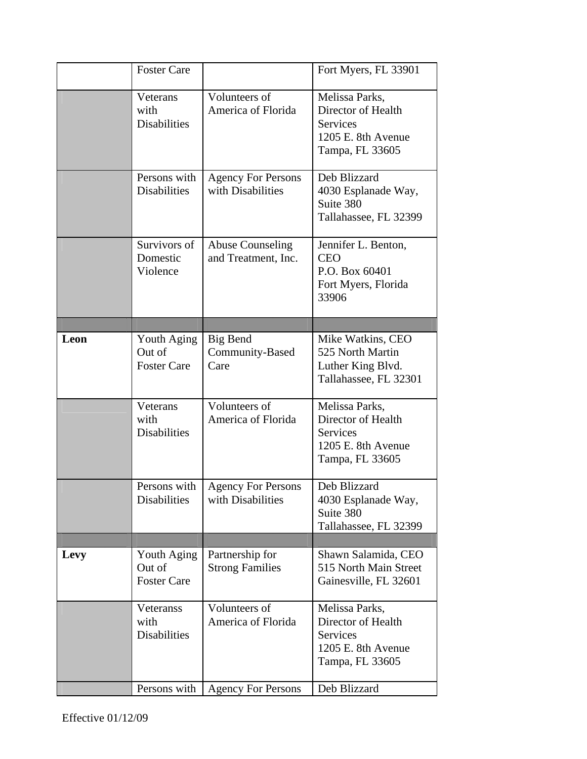| | | | |
|---|---|---|---|
| | Foster Care | | Fort Myers, FL 33901 |
| | Veterans with Disabilities | Volunteers of America of Florida | Melissa Parks, Director of Health Services 1205 E. 8th Avenue Tampa, FL 33605 |
| | Persons with Disabilities | Agency For Persons with Disabilities | Deb Blizzard 4030 Esplanade Way, Suite 380 Tallahassee, FL 32399 |
| | Survivors of Domestic Violence | Abuse Counseling and Treatment, Inc. | Jennifer L. Benton, CEO P.O. Box 60401 Fort Myers, Florida 33906 |
| | | | |
| **Leon** | Youth Aging Out of Foster Care | Big Bend Community-Based Care | Mike Watkins, CEO 525 North Martin Luther King Blvd. Tallahassee, FL 32301 |
| | Veterans with Disabilities | Volunteers of America of Florida | Melissa Parks, Director of Health Services 1205 E. 8th Avenue Tampa, FL 33605 |
| | Persons with Disabilities | Agency For Persons with Disabilities | Deb Blizzard 4030 Esplanade Way, Suite 380 Tallahassee, FL 32399 |
| | | | |
| **Levy** | Youth Aging Out of Foster Care | Partnership for Strong Families | Shawn Salamida, CEO 515 North Main Street Gainesville, FL 32601 |
| | Veteranss with Disabilities | Volunteers of America of Florida | Melissa Parks, Director of Health Services 1205 E. 8th Avenue Tampa, FL 33605 |
| | Persons with | Agency For Persons | Deb Blizzard |

Effective 01/12/09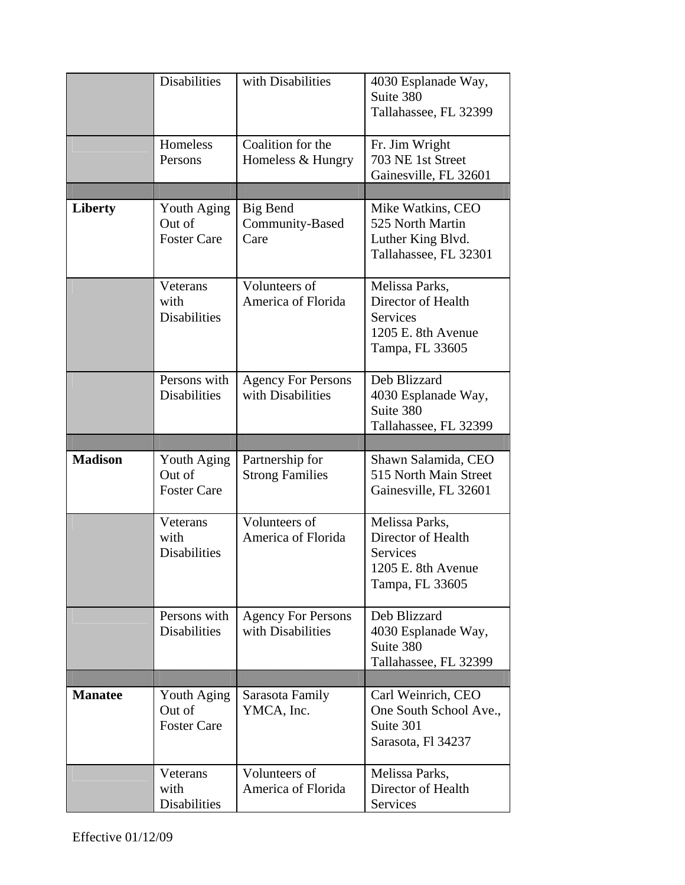| | | | |
|---|---|---|---|
| | Disabilities | with Disabilities | 4030 Esplanade Way, Suite 380 Tallahassee, FL 32399 |
| | Homeless Persons | Coalition for the Homeless & Hungry | Fr. Jim Wright 703 NE 1st Street Gainesville, FL 32601 |
| | | | |
| **Liberty** | Youth Aging Out of Foster Care | Big Bend Community-Based Care | Mike Watkins, CEO 525 North Martin Luther King Blvd. Tallahassee, FL 32301 |
| | Veterans with Disabilities | Volunteers of America of Florida | Melissa Parks, Director of Health Services 1205 E. 8th Avenue Tampa, FL 33605 |
| | Persons with Disabilities | Agency For Persons with Disabilities | Deb Blizzard 4030 Esplanade Way, Suite 380 Tallahassee, FL 32399 |
| | | | |
| **Madison** | Youth Aging Out of Foster Care | Partnership for Strong Families | Shawn Salamida, CEO 515 North Main Street Gainesville, FL 32601 |
| | Veterans with Disabilities | Volunteers of America of Florida | Melissa Parks, Director of Health Services 1205 E. 8th Avenue Tampa, FL 33605 |
| | Persons with Disabilities | Agency For Persons with Disabilities | Deb Blizzard 4030 Esplanade Way, Suite 380 Tallahassee, FL 32399 |
| | | | |
| **Manatee** | Youth Aging Out of Foster Care | Sarasota Family YMCA, Inc. | Carl Weinrich, CEO One South School Ave., Suite 301 Sarasota, Fl 34237 |
| | Veterans with Disabilities | Volunteers of America of Florida | Melissa Parks, Director of Health Services |

Effective 01/12/09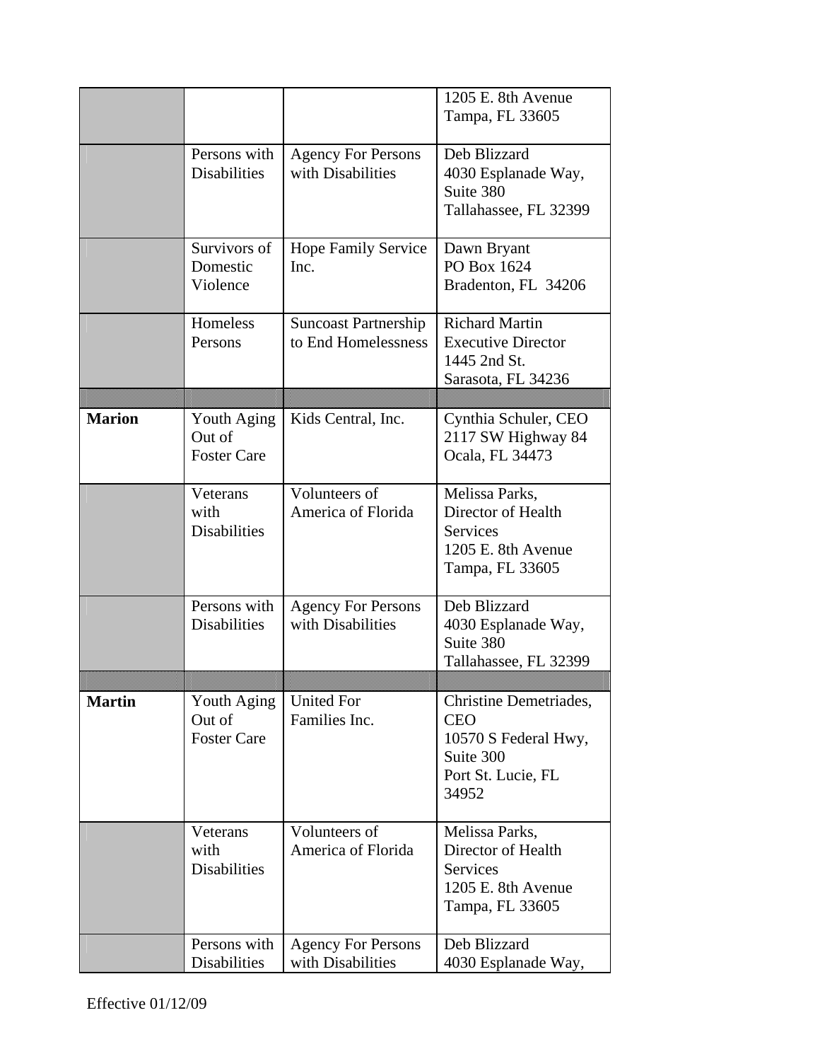| | | | |
|---|---|---|---|
| | | | 1205 E. 8th Avenue<br>Tampa, FL 33605 |
| | Persons with Disabilities | Agency For Persons with Disabilities | Deb Blizzard<br>4030 Esplanade Way, Suite 380<br>Tallahassee, FL 32399 |
| | Survivors of Domestic Violence | Hope Family Service Inc. | Dawn Bryant<br>PO Box 1624<br>Bradenton, FL 34206 |
| | Homeless Persons | Suncoast Partnership to End Homelessness | Richard Martin<br>Executive Director<br>1445 2nd St.<br>Sarasota, FL 34236 |
| | | | |
| **Marion** | Youth Aging Out of Foster Care | Kids Central, Inc. | Cynthia Schuler, CEO<br>2117 SW Highway 84<br>Ocala, FL 34473 |
| | Veterans with Disabilities | Volunteers of America of Florida | Melissa Parks,<br>Director of Health Services<br>1205 E. 8th Avenue<br>Tampa, FL 33605 |
| | Persons with Disabilities | Agency For Persons with Disabilities | Deb Blizzard<br>4030 Esplanade Way, Suite 380<br>Tallahassee, FL 32399 |
| | | | |
| **Martin** | Youth Aging Out of Foster Care | United For Families Inc. | Christine Demetriades, CEO<br>10570 S Federal Hwy, Suite 300<br>Port St. Lucie, FL 34952 |
| | Veterans with Disabilities | Volunteers of America of Florida | Melissa Parks,<br>Director of Health Services<br>1205 E. 8th Avenue<br>Tampa, FL 33605 |
| | Persons with Disabilities | Agency For Persons with Disabilities | Deb Blizzard<br>4030 Esplanade Way, |

Effective 01/12/09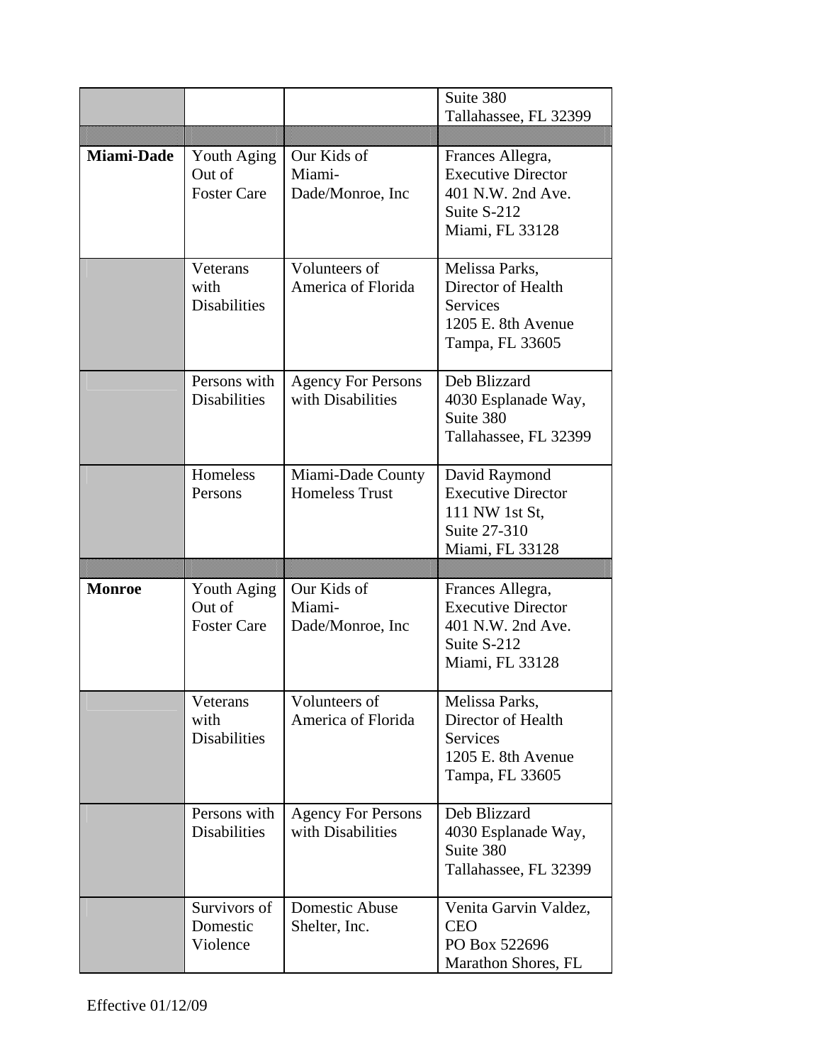| | | | |
|---|---|---|---|
| | | | Suite 380<br>Tallahassee, FL 32399 |
| | | | |
| **Miami-Dade** | Youth Aging Out of Foster Care | Our Kids of Miami-Dade/Monroe, Inc | Frances Allegra, Executive Director<br>401 N.W. 2nd Ave.<br>Suite S-212<br>Miami, FL 33128 |
| | Veterans with Disabilities | Volunteers of America of Florida | Melissa Parks, Director of Health Services<br>1205 E. 8th Avenue<br>Tampa, FL 33605 |
| | Persons with Disabilities | Agency For Persons with Disabilities | Deb Blizzard<br>4030 Esplanade Way, Suite 380<br>Tallahassee, FL 32399 |
| | Homeless Persons | Miami-Dade County Homeless Trust | David Raymond<br>Executive Director<br>111 NW 1st St,<br>Suite 27-310<br>Miami, FL 33128 |
| | | | |
| **Monroe** | Youth Aging Out of Foster Care | Our Kids of Miami-Dade/Monroe, Inc | Frances Allegra, Executive Director<br>401 N.W. 2nd Ave.<br>Suite S-212<br>Miami, FL 33128 |
| | Veterans with Disabilities | Volunteers of America of Florida | Melissa Parks, Director of Health Services<br>1205 E. 8th Avenue<br>Tampa, FL 33605 |
| | Persons with Disabilities | Agency For Persons with Disabilities | Deb Blizzard<br>4030 Esplanade Way, Suite 380<br>Tallahassee, FL 32399 |
| | Survivors of Domestic Violence | Domestic Abuse Shelter, Inc. | Venita Garvin Valdez, CEO<br>PO Box 522696<br>Marathon Shores, FL |

Effective 01/12/09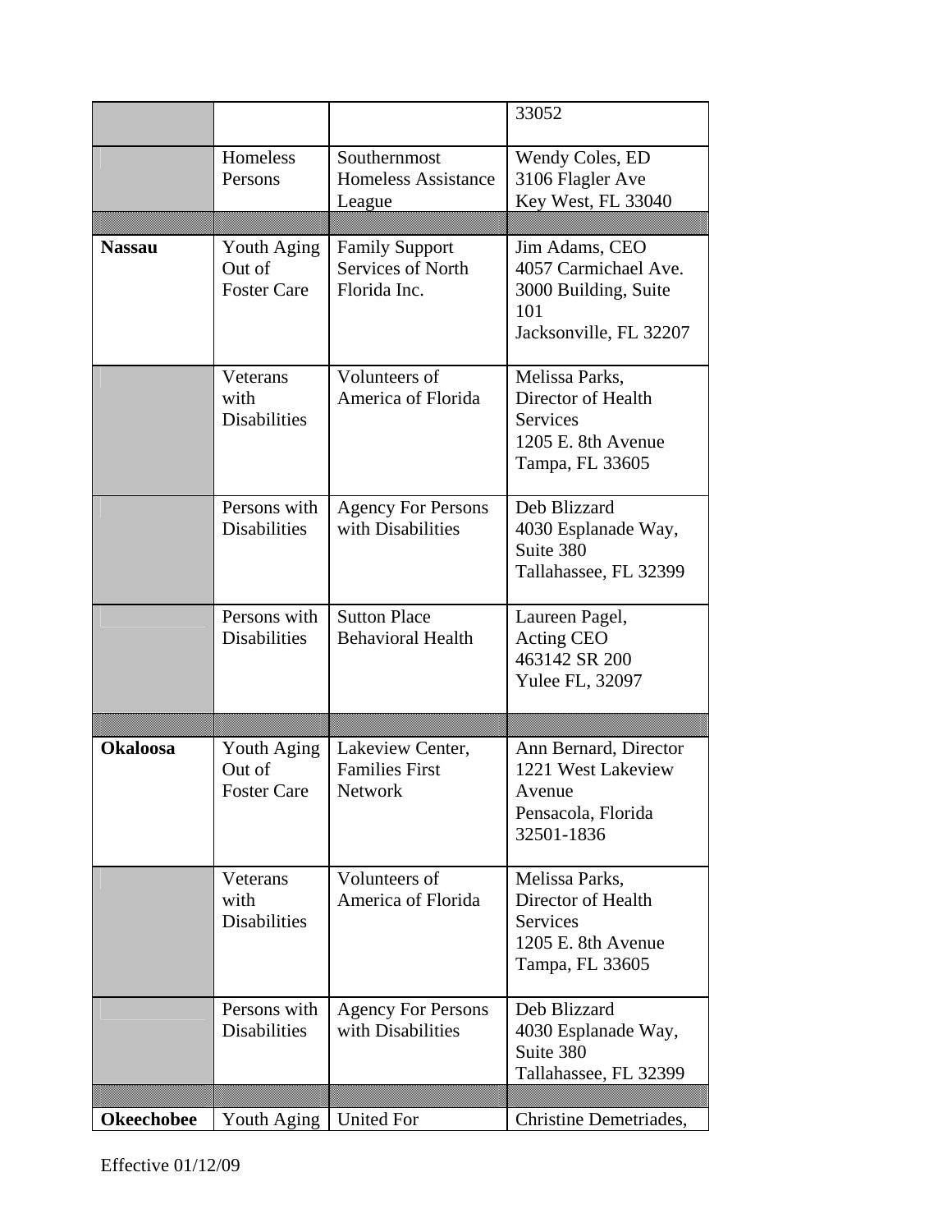| | | | |
|---|---|---|---|
| | | | 33052 |
| | Homeless Persons | Southernmost Homeless Assistance League | Wendy Coles, ED<br>3106 Flagler Ave<br>Key West, FL 33040 |
| | | | |
| **Nassau** | Youth Aging Out of Foster Care | Family Support Services of North Florida Inc. | Jim Adams, CEO<br>4057 Carmichael Ave.<br>3000 Building, Suite 101<br>Jacksonville, FL 32207 |
| | Veterans with Disabilities | Volunteers of America of Florida | Melissa Parks,<br>Director of Health Services<br>1205 E. 8th Avenue<br>Tampa, FL 33605 |
| | Persons with Disabilities | Agency For Persons with Disabilities | Deb Blizzard<br>4030 Esplanade Way,<br>Suite 380<br>Tallahassee, FL 32399 |
| | Persons with Disabilities | Sutton Place Behavioral Health | Laureen Pagel,<br>Acting CEO<br>463142 SR 200<br>Yulee FL, 32097 |
| | | | |
| **Okaloosa** | Youth Aging Out of Foster Care | Lakeview Center, Families First Network | Ann Bernard, Director<br>1221 West Lakeview Avenue<br>Pensacola, Florida 32501-1836 |
| | Veterans with Disabilities | Volunteers of America of Florida | Melissa Parks,<br>Director of Health Services<br>1205 E. 8th Avenue<br>Tampa, FL 33605 |
| | Persons with Disabilities | Agency For Persons with Disabilities | Deb Blizzard<br>4030 Esplanade Way,<br>Suite 380<br>Tallahassee, FL 32399 |
| | | | |
| **Okeechobee** | Youth Aging | United For | Christine Demetriades, |

Effective 01/12/09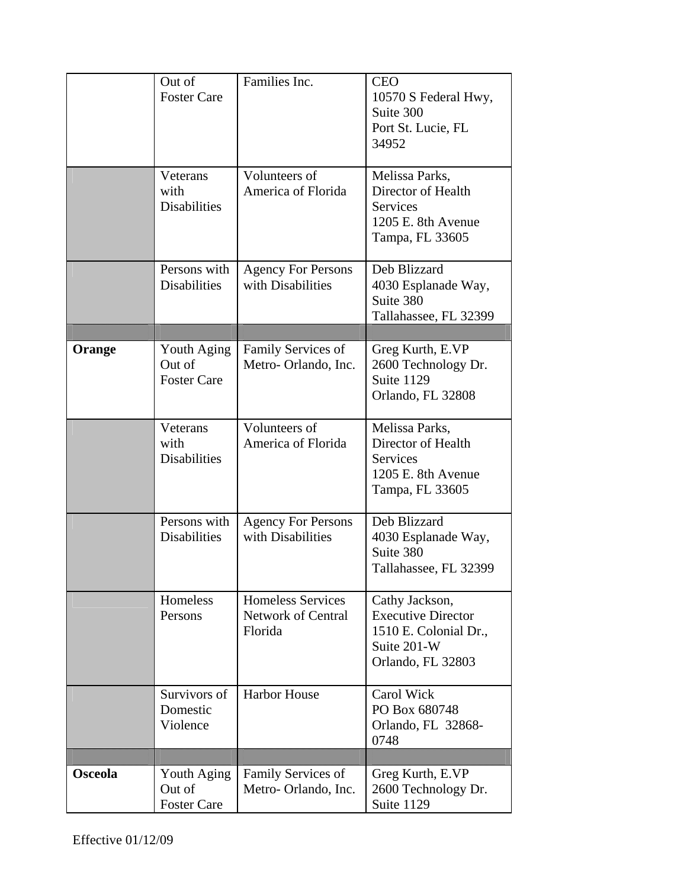| | | | |
|---|---|---|---|
| | Out of Foster Care | Families Inc. | CEO<br>10570 S Federal Hwy, Suite 300<br>Port St. Lucie, FL 34952 |
| | Veterans with Disabilities | Volunteers of America of Florida | Melissa Parks, Director of Health Services<br>1205 E. 8th Avenue<br>Tampa, FL 33605 |
| | Persons with Disabilities | Agency For Persons with Disabilities | Deb Blizzard<br>4030 Esplanade Way, Suite 380<br>Tallahassee, FL 32399 |
| | | | |
| **Orange** | Youth Aging Out of Foster Care | Family Services of Metro- Orlando, Inc. | Greg Kurth, E.VP<br>2600 Technology Dr. Suite 1129<br>Orlando, FL 32808 |
| | Veterans with Disabilities | Volunteers of America of Florida | Melissa Parks, Director of Health Services<br>1205 E. 8th Avenue<br>Tampa, FL 33605 |
| | Persons with Disabilities | Agency For Persons with Disabilities | Deb Blizzard<br>4030 Esplanade Way, Suite 380<br>Tallahassee, FL 32399 |
| | Homeless Persons | Homeless Services Network of Central Florida | Cathy Jackson, Executive Director<br>1510 E. Colonial Dr., Suite 201-W<br>Orlando, FL 32803 |
| | Survivors of Domestic Violence | Harbor House | Carol Wick<br>PO Box 680748<br>Orlando, FL 32868-0748 |
| | | | |
| **Osceola** | Youth Aging Out of Foster Care | Family Services of Metro- Orlando, Inc. | Greg Kurth, E.VP<br>2600 Technology Dr. Suite 1129 |

Effective 01/12/09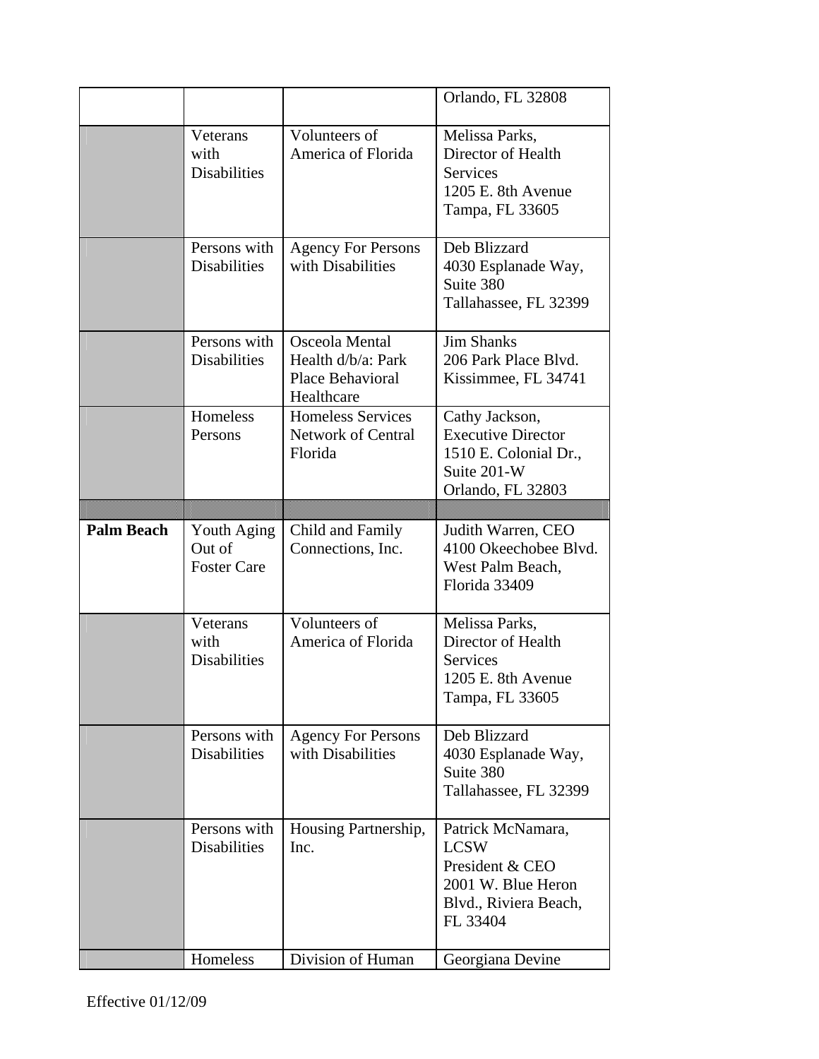| | | | |
|---|---|---|---|
| | | | Orlando, FL 32808 |
| | Veterans with Disabilities | Volunteers of America of Florida | Melissa Parks, Director of Health Services<br>1205 E. 8th Avenue<br>Tampa, FL 33605 |
| | Persons with Disabilities | Agency For Persons with Disabilities | Deb Blizzard<br>4030 Esplanade Way, Suite 380<br>Tallahassee, FL 32399 |
| | Persons with Disabilities | Osceola Mental Health d/b/a: Park Place Behavioral Healthcare | Jim Shanks<br>206 Park Place Blvd.<br>Kissimmee, FL 34741 |
| | Homeless Persons | Homeless Services Network of Central Florida | Cathy Jackson, Executive Director<br>1510 E. Colonial Dr., Suite 201-W<br>Orlando, FL 32803 |
| | | | |
| **Palm Beach** | Youth Aging Out of Foster Care | Child and Family Connections, Inc. | Judith Warren, CEO<br>4100 Okeechobee Blvd.<br>West Palm Beach, Florida 33409 |
| | Veterans with Disabilities | Volunteers of America of Florida | Melissa Parks, Director of Health Services<br>1205 E. 8th Avenue<br>Tampa, FL 33605 |
| | Persons with Disabilities | Agency For Persons with Disabilities | Deb Blizzard<br>4030 Esplanade Way, Suite 380<br>Tallahassee, FL 32399 |
| | Persons with Disabilities | Housing Partnership, Inc. | Patrick McNamara, LCSW<br>President & CEO<br>2001 W. Blue Heron Blvd., Riviera Beach, FL 33404 |
| | Homeless | Division of Human | Georgiana Devine |

Effective 01/12/09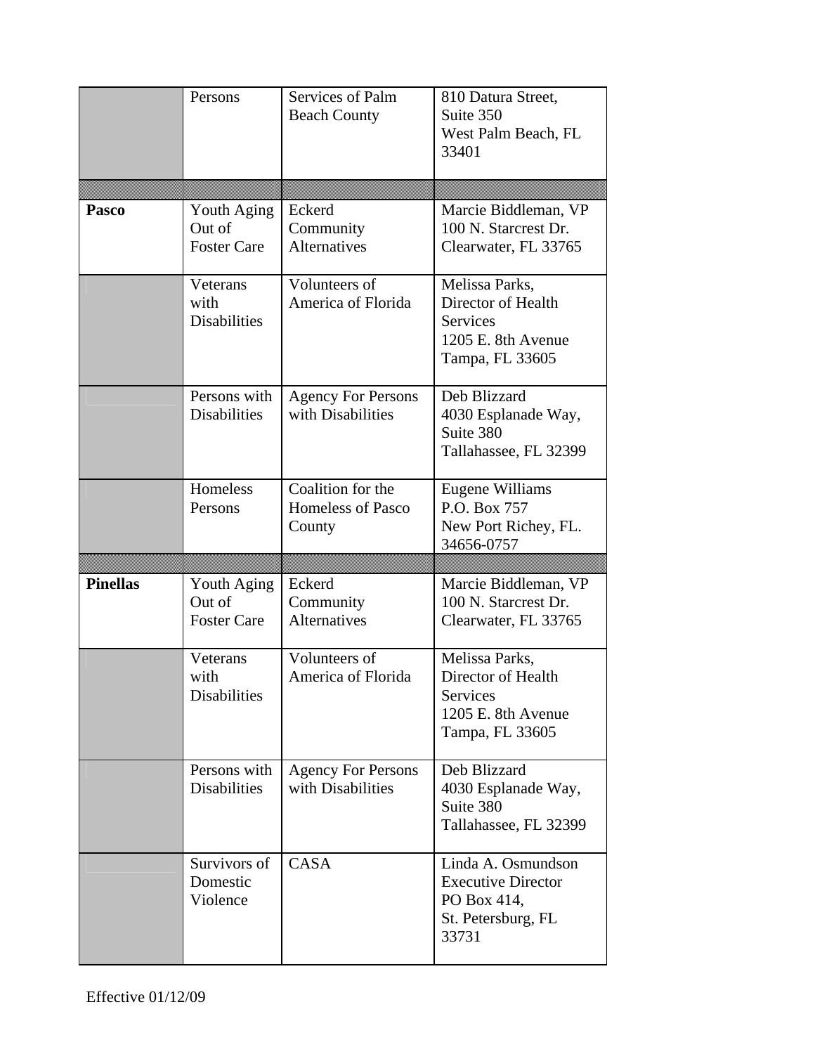| | | | |
|---|---|---|---|
| | Persons | Services of Palm Beach County | 810 Datura Street, Suite 350<br>West Palm Beach, FL 33401 |
| | | | |
| **Pasco** | Youth Aging Out of Foster Care | Eckerd Community Alternatives | Marcie Biddleman, VP<br>100 N. Starcrest Dr.<br>Clearwater, FL 33765 |
| | Veterans with Disabilities | Volunteers of America of Florida | Melissa Parks,<br>Director of Health Services<br>1205 E. 8th Avenue<br>Tampa, FL 33605 |
| | Persons with Disabilities | Agency For Persons with Disabilities | Deb Blizzard<br>4030 Esplanade Way, Suite 380<br>Tallahassee, FL 32399 |
| | Homeless Persons | Coalition for the Homeless of Pasco County | Eugene Williams<br>P.O. Box 757<br>New Port Richey, FL. 34656-0757 |
| | | | |
| **Pinellas** | Youth Aging Out of Foster Care | Eckerd Community Alternatives | Marcie Biddleman, VP<br>100 N. Starcrest Dr.<br>Clearwater, FL 33765 |
| | Veterans with Disabilities | Volunteers of America of Florida | Melissa Parks,<br>Director of Health Services<br>1205 E. 8th Avenue<br>Tampa, FL 33605 |
| | Persons with Disabilities | Agency For Persons with Disabilities | Deb Blizzard<br>4030 Esplanade Way, Suite 380<br>Tallahassee, FL 32399 |
| | Survivors of Domestic Violence | CASA | Linda A. Osmundson<br>Executive Director<br>PO Box 414,<br>St. Petersburg, FL 33731 |

Effective 01/12/09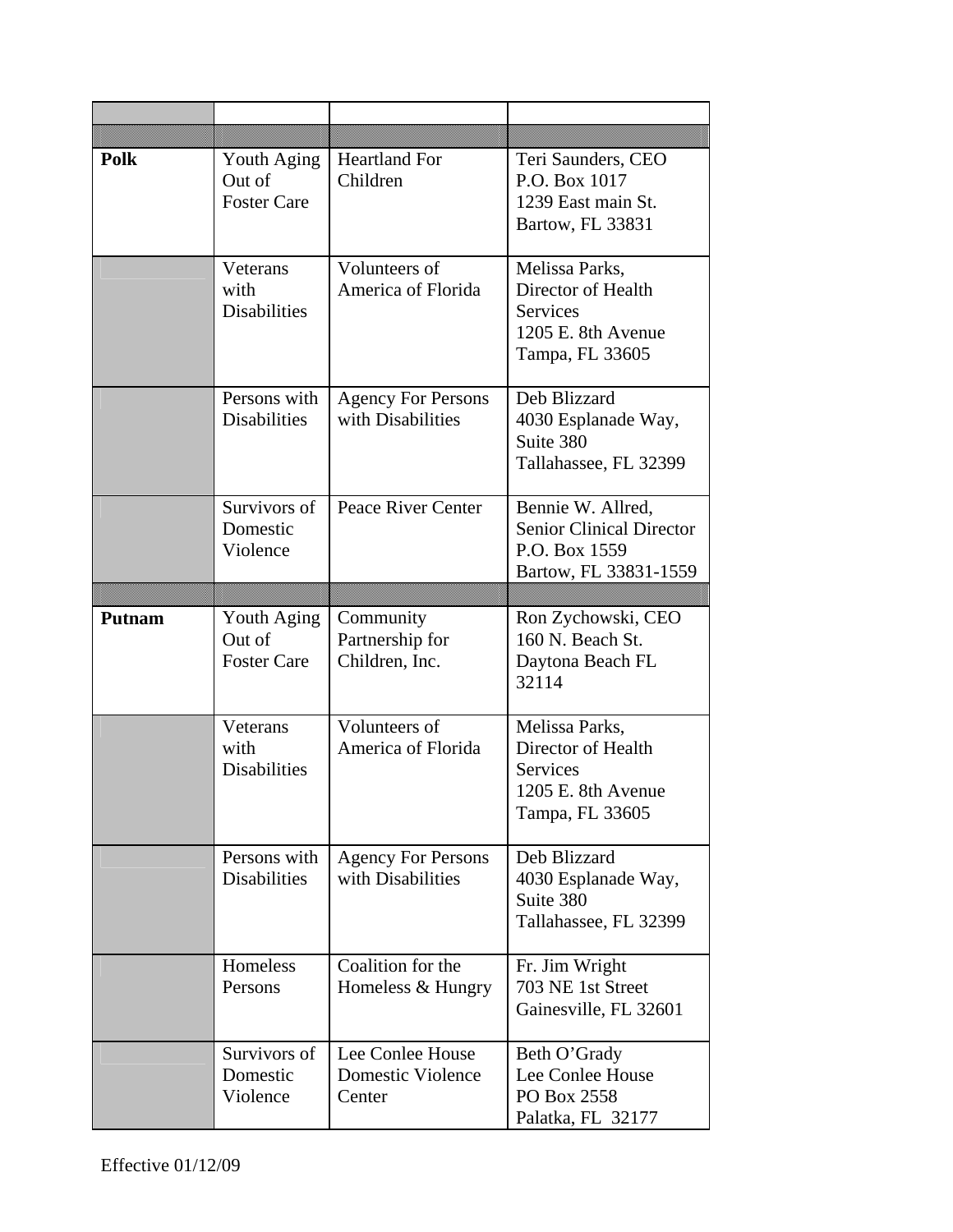| | | | |
|---|---|---|---|
| | | | |
| **Polk** | Youth Aging Out of Foster Care | Heartland For Children | Teri Saunders, CEO<br>P.O. Box 1017<br>1239 East main St.<br>Bartow, FL 33831 |
| | Veterans with Disabilities | Volunteers of America of Florida | Melissa Parks, Director of Health Services<br>1205 E. 8th Avenue<br>Tampa, FL 33605 |
| | Persons with Disabilities | Agency For Persons with Disabilities | Deb Blizzard<br>4030 Esplanade Way, Suite 380<br>Tallahassee, FL 32399 |
| | Survivors of Domestic Violence | Peace River Center | Bennie W. Allred, Senior Clinical Director<br>P.O. Box 1559<br>Bartow, FL 33831-1559 |
| | | | |
| **Putnam** | Youth Aging Out of Foster Care | Community Partnership for Children, Inc. | Ron Zychowski, CEO<br>160 N. Beach St.<br>Daytona Beach FL 32114 |
| | Veterans with Disabilities | Volunteers of America of Florida | Melissa Parks, Director of Health Services<br>1205 E. 8th Avenue<br>Tampa, FL 33605 |
| | Persons with Disabilities | Agency For Persons with Disabilities | Deb Blizzard<br>4030 Esplanade Way, Suite 380<br>Tallahassee, FL 32399 |
| | Homeless Persons | Coalition for the Homeless & Hungry | Fr. Jim Wright<br>703 NE 1st Street<br>Gainesville, FL 32601 |
| | Survivors of Domestic Violence | Lee Conlee House Domestic Violence Center | Beth O'Grady<br>Lee Conlee House<br>PO Box 2558<br>Palatka, FL 32177 |

Effective 01/12/09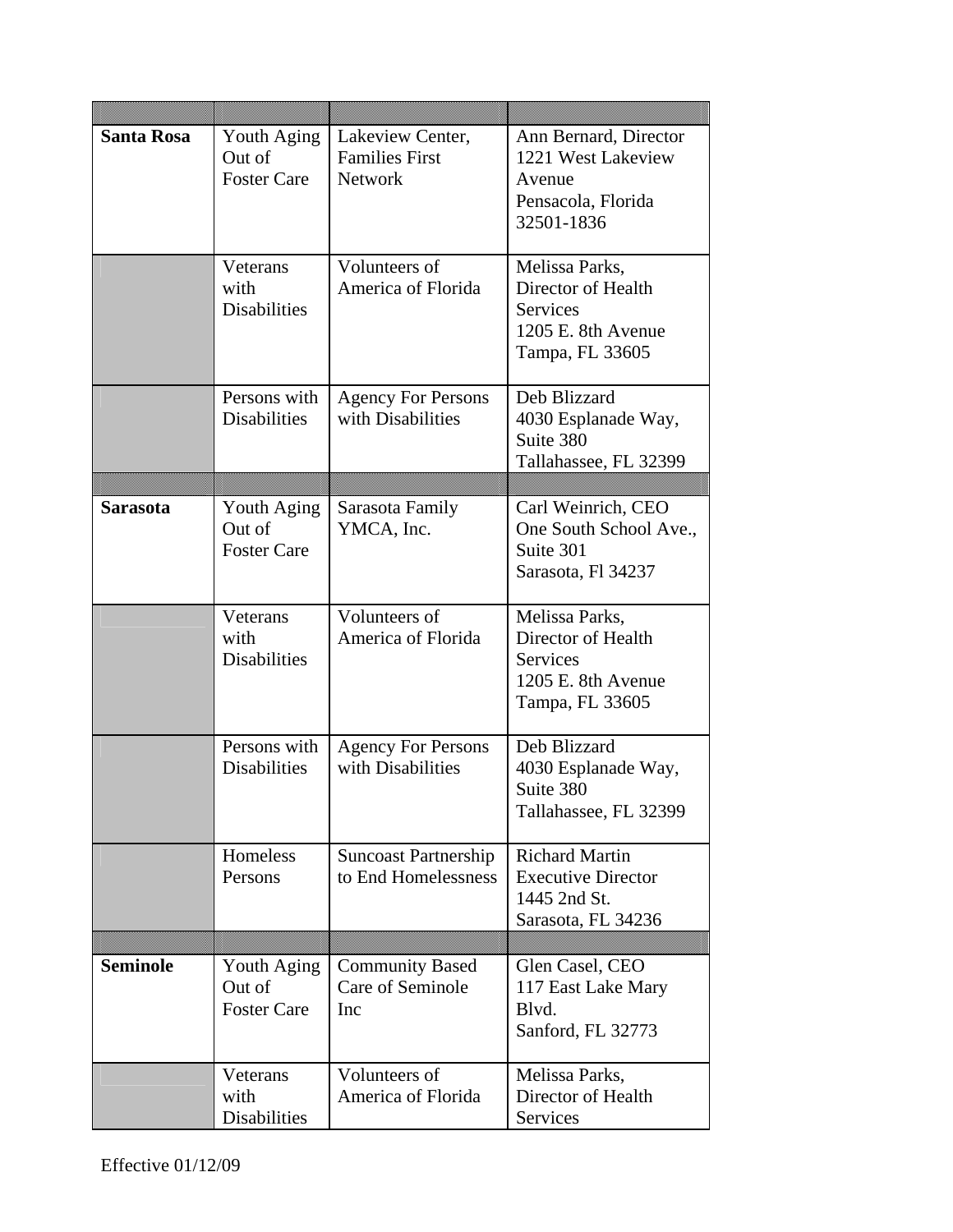| | | | |
|---|---|---|---|
| **Santa Rosa** | Youth Aging Out of Foster Care | Lakeview Center, Families First Network | Ann Bernard, Director<br>1221 West Lakeview Avenue<br>Pensacola, Florida 32501-1836 |
| | Veterans with Disabilities | Volunteers of America of Florida | Melissa Parks, Director of Health Services<br>1205 E. 8th Avenue<br>Tampa, FL 33605 |
| | Persons with Disabilities | Agency For Persons with Disabilities | Deb Blizzard<br>4030 Esplanade Way, Suite 380<br>Tallahassee, FL 32399 |
| | | | |
| **Sarasota** | Youth Aging Out of Foster Care | Sarasota Family YMCA, Inc. | Carl Weinrich, CEO<br>One South School Ave., Suite 301<br>Sarasota, Fl 34237 |
| | Veterans with Disabilities | Volunteers of America of Florida | Melissa Parks, Director of Health Services<br>1205 E. 8th Avenue<br>Tampa, FL 33605 |
| | Persons with Disabilities | Agency For Persons with Disabilities | Deb Blizzard<br>4030 Esplanade Way, Suite 380<br>Tallahassee, FL 32399 |
| | Homeless Persons | Suncoast Partnership to End Homelessness | Richard Martin<br>Executive Director<br>1445 2nd St.<br>Sarasota, FL 34236 |
| | | | |
| **Seminole** | Youth Aging Out of Foster Care | Community Based Care of Seminole Inc | Glen Casel, CEO<br>117 East Lake Mary Blvd.<br>Sanford, FL 32773 |
| | Veterans with Disabilities | Volunteers of America of Florida | Melissa Parks, Director of Health Services |

Effective 01/12/09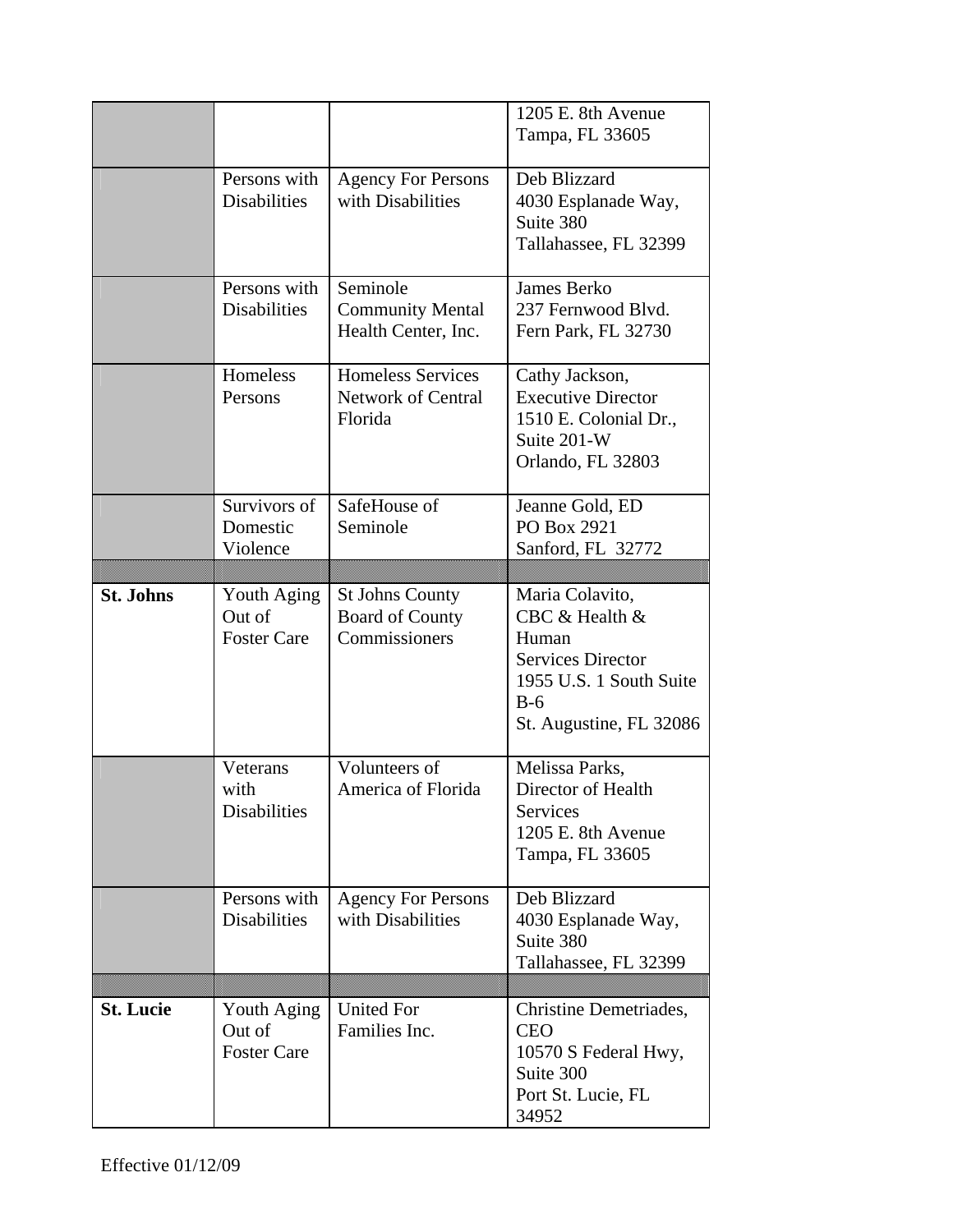| | | | |
|---|---|---|---|
| | | | 1205 E. 8th Avenue<br>Tampa, FL 33605 |
| | Persons with Disabilities | Agency For Persons with Disabilities | Deb Blizzard<br>4030 Esplanade Way, Suite 380<br>Tallahassee, FL 32399 |
| | Persons with Disabilities | Seminole Community Mental Health Center, Inc. | James Berko<br>237 Fernwood Blvd.<br>Fern Park, FL 32730 |
| | Homeless Persons | Homeless Services Network of Central Florida | Cathy Jackson, Executive Director<br>1510 E. Colonial Dr., Suite 201-W<br>Orlando, FL 32803 |
| | Survivors of Domestic Violence | SafeHouse of Seminole | Jeanne Gold, ED<br>PO Box 2921<br>Sanford, FL 32772 |
| | | | |
| **St. Johns** | Youth Aging Out of Foster Care | St Johns County Board of County Commissioners | Maria Colavito, CBC & Health & Human Services Director<br>1955 U.S. 1 South Suite B-6<br>St. Augustine, FL 32086 |
| | Veterans with Disabilities | Volunteers of America of Florida | Melissa Parks, Director of Health Services<br>1205 E. 8th Avenue<br>Tampa, FL 33605 |
| | Persons with Disabilities | Agency For Persons with Disabilities | Deb Blizzard<br>4030 Esplanade Way, Suite 380<br>Tallahassee, FL 32399 |
| | | | |
| **St. Lucie** | Youth Aging Out of Foster Care | United For Families Inc. | Christine Demetriades, CEO<br>10570 S Federal Hwy, Suite 300<br>Port St. Lucie, FL 34952 |

Effective 01/12/09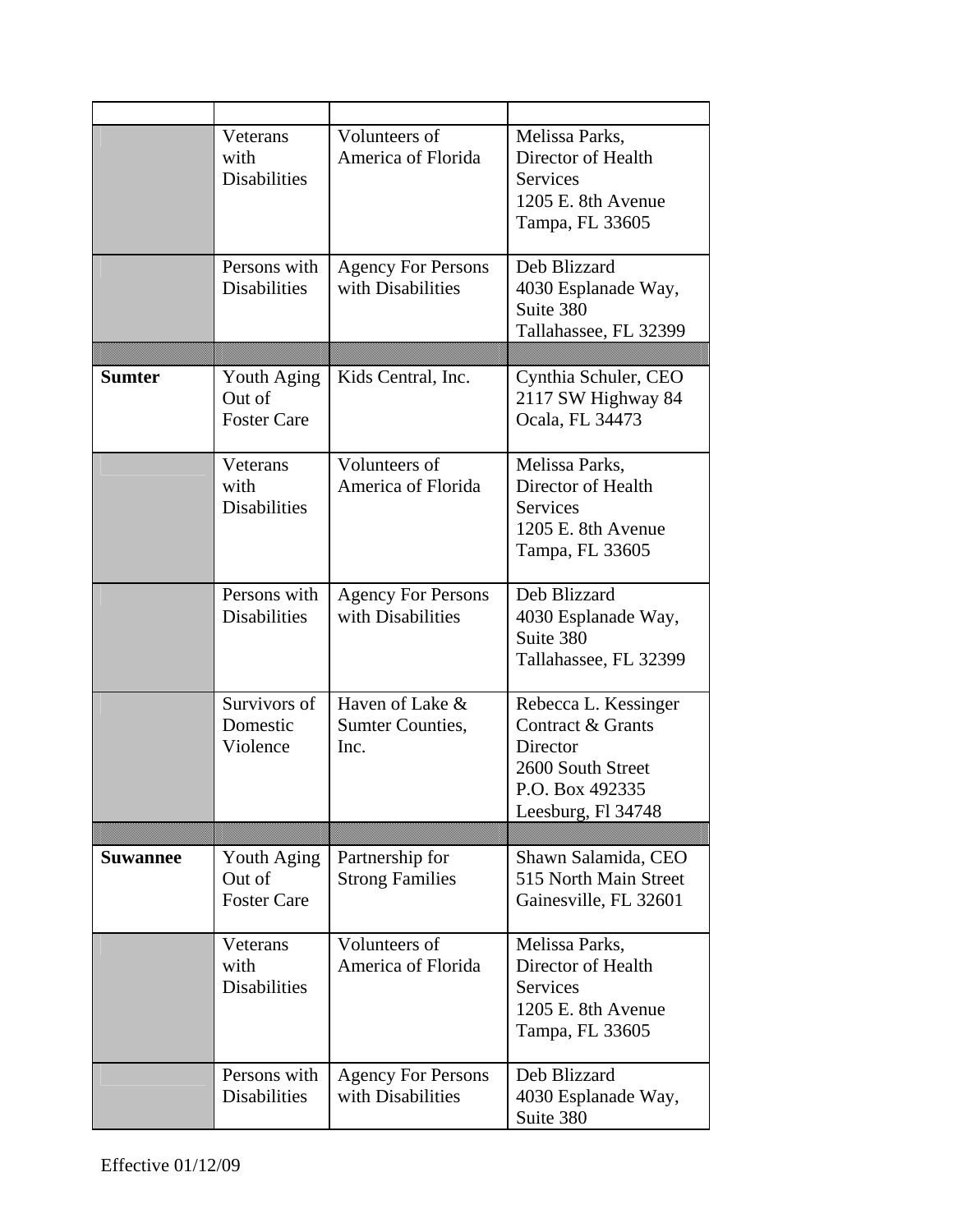| | | | |
|---|---|---|---|
| | Veterans with Disabilities | Volunteers of America of Florida | Melissa Parks, Director of Health Services<br>1205 E. 8th Avenue<br>Tampa, FL 33605 |
| | Persons with Disabilities | Agency For Persons with Disabilities | Deb Blizzard<br>4030 Esplanade Way, Suite 380<br>Tallahassee, FL 32399 |
| | | | |
| **Sumter** | Youth Aging Out of Foster Care | Kids Central, Inc. | Cynthia Schuler, CEO<br>2117 SW Highway 84<br>Ocala, FL 34473 |
| | Veterans with Disabilities | Volunteers of America of Florida | Melissa Parks, Director of Health Services<br>1205 E. 8th Avenue<br>Tampa, FL 33605 |
| | Persons with Disabilities | Agency For Persons with Disabilities | Deb Blizzard<br>4030 Esplanade Way, Suite 380<br>Tallahassee, FL 32399 |
| | Survivors of Domestic Violence | Haven of Lake & Sumter Counties, Inc. | Rebecca L. Kessinger<br>Contract & Grants Director<br>2600 South Street<br>P.O. Box 492335<br>Leesburg, Fl 34748 |
| | | | |
| **Suwannee** | Youth Aging Out of Foster Care | Partnership for Strong Families | Shawn Salamida, CEO<br>515 North Main Street<br>Gainesville, FL 32601 |
| | Veterans with Disabilities | Volunteers of America of Florida | Melissa Parks, Director of Health Services<br>1205 E. 8th Avenue<br>Tampa, FL 33605 |
| | Persons with Disabilities | Agency For Persons with Disabilities | Deb Blizzard<br>4030 Esplanade Way, Suite 380 |

Effective 01/12/09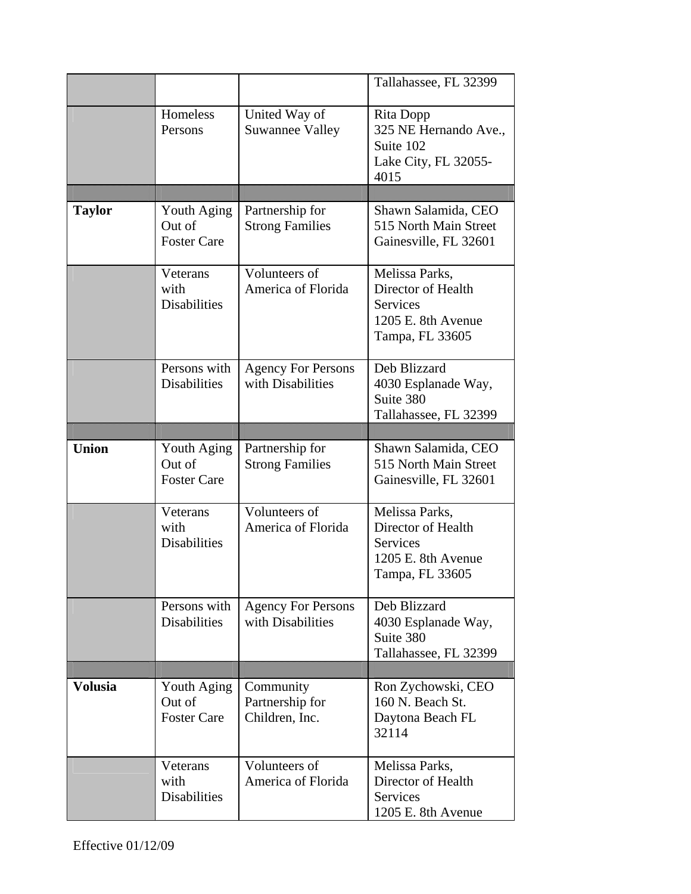| | | | |
|---|---|---|---|
| | | | Tallahassee, FL 32399 |
| | Homeless Persons | United Way of Suwannee Valley | Rita Dopp<br>325 NE Hernando Ave., Suite 102<br>Lake City, FL 32055-4015 |
| | | | |
| **Taylor** | Youth Aging Out of Foster Care | Partnership for Strong Families | Shawn Salamida, CEO<br>515 North Main Street<br>Gainesville, FL 32601 |
| | Veterans with Disabilities | Volunteers of America of Florida | Melissa Parks, Director of Health Services<br>1205 E. 8th Avenue<br>Tampa, FL 33605 |
| | Persons with Disabilities | Agency For Persons with Disabilities | Deb Blizzard<br>4030 Esplanade Way, Suite 380<br>Tallahassee, FL 32399 |
| | | | |
| **Union** | Youth Aging Out of Foster Care | Partnership for Strong Families | Shawn Salamida, CEO<br>515 North Main Street<br>Gainesville, FL 32601 |
| | Veterans with Disabilities | Volunteers of America of Florida | Melissa Parks, Director of Health Services<br>1205 E. 8th Avenue<br>Tampa, FL 33605 |
| | Persons with Disabilities | Agency For Persons with Disabilities | Deb Blizzard<br>4030 Esplanade Way, Suite 380<br>Tallahassee, FL 32399 |
| | | | |
| **Volusia** | Youth Aging Out of Foster Care | Community Partnership for Children, Inc. | Ron Zychowski, CEO<br>160 N. Beach St.<br>Daytona Beach FL 32114 |
| | Veterans with Disabilities | Volunteers of America of Florida | Melissa Parks, Director of Health Services<br>1205 E. 8th Avenue |

Effective 01/12/09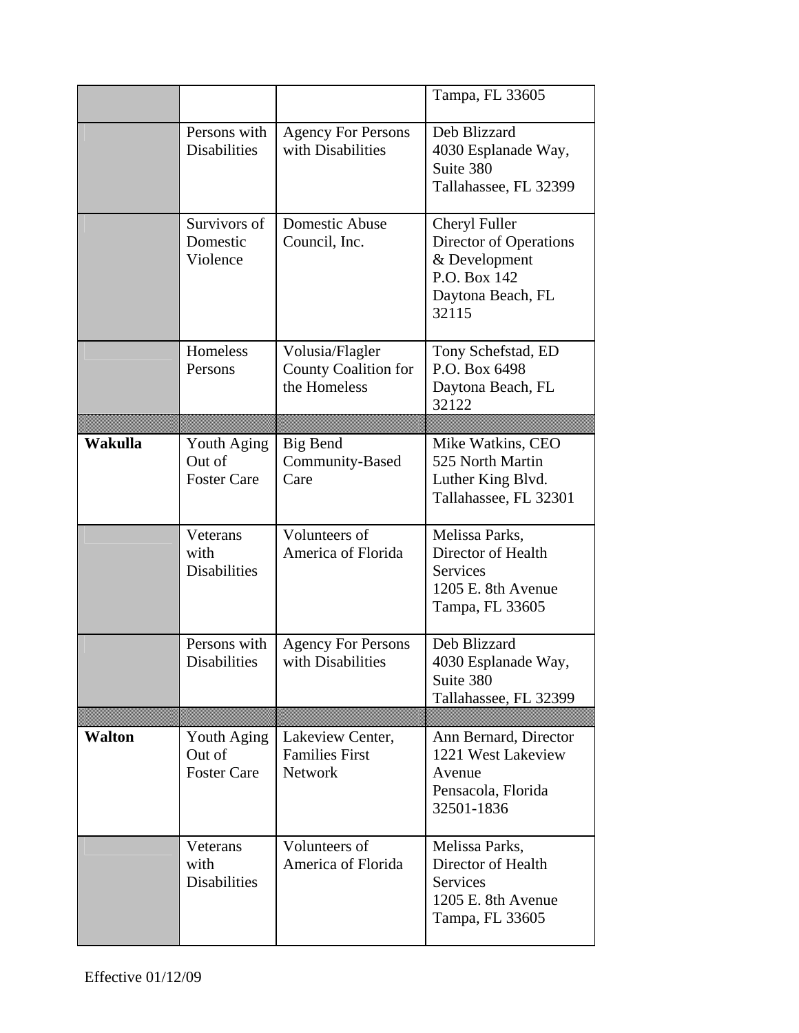| | | | |
|---|---|---|---|
| | | | Tampa, FL 33605 |
| | Persons with Disabilities | Agency For Persons with Disabilities | Deb Blizzard<br>4030 Esplanade Way, Suite 380<br>Tallahassee, FL 32399 |
| | Survivors of Domestic Violence | Domestic Abuse Council, Inc. | Cheryl Fuller<br>Director of Operations & Development<br>P.O. Box 142<br>Daytona Beach, FL 32115 |
| | Homeless Persons | Volusia/Flagler County Coalition for the Homeless | Tony Schefstad, ED<br>P.O. Box 6498<br>Daytona Beach, FL 32122 |
| | | | |
| **Wakulla** | Youth Aging Out of Foster Care | Big Bend Community-Based Care | Mike Watkins, CEO<br>525 North Martin Luther King Blvd.<br>Tallahassee, FL 32301 |
| | Veterans with Disabilities | Volunteers of America of Florida | Melissa Parks, Director of Health Services<br>1205 E. 8th Avenue<br>Tampa, FL 33605 |
| | Persons with Disabilities | Agency For Persons with Disabilities | Deb Blizzard<br>4030 Esplanade Way, Suite 380<br>Tallahassee, FL 32399 |
| | | | |
| **Walton** | Youth Aging Out of Foster Care | Lakeview Center, Families First Network | Ann Bernard, Director<br>1221 West Lakeview Avenue<br>Pensacola, Florida 32501-1836 |
| | Veterans with Disabilities | Volunteers of America of Florida | Melissa Parks, Director of Health Services<br>1205 E. 8th Avenue<br>Tampa, FL 33605 |

Effective 01/12/09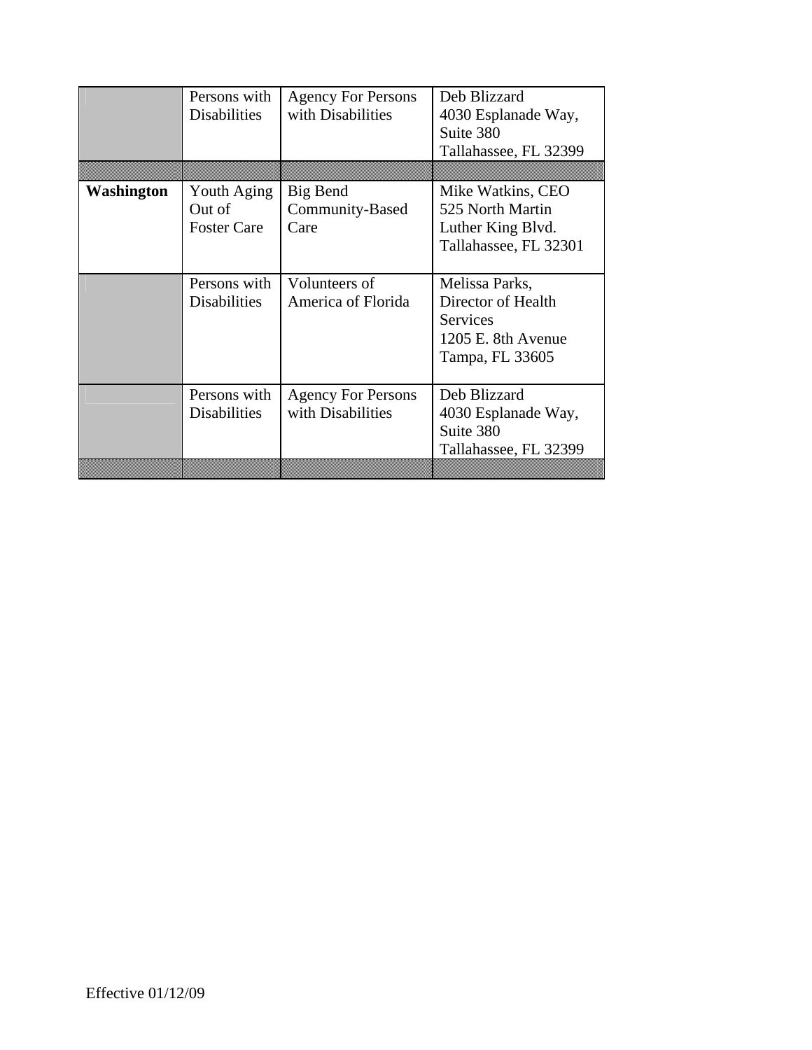| | | | |
|---|---|---|---|
| | Persons with Disabilities | Agency For Persons with Disabilities | Deb Blizzard<br>4030 Esplanade Way, Suite 380<br>Tallahassee, FL 32399 |
| | | | |
| **Washington** | Youth Aging Out of Foster Care | Big Bend Community-Based Care | Mike Watkins, CEO<br>525 North Martin Luther King Blvd.<br>Tallahassee, FL 32301 |
| | Persons with Disabilities | Volunteers of America of Florida | Melissa Parks, Director of Health Services<br>1205 E. 8th Avenue<br>Tampa, FL 33605 |
| | Persons with Disabilities | Agency For Persons with Disabilities | Deb Blizzard<br>4030 Esplanade Way, Suite 380<br>Tallahassee, FL 32399 |
| | | | |

Effective 01/12/09